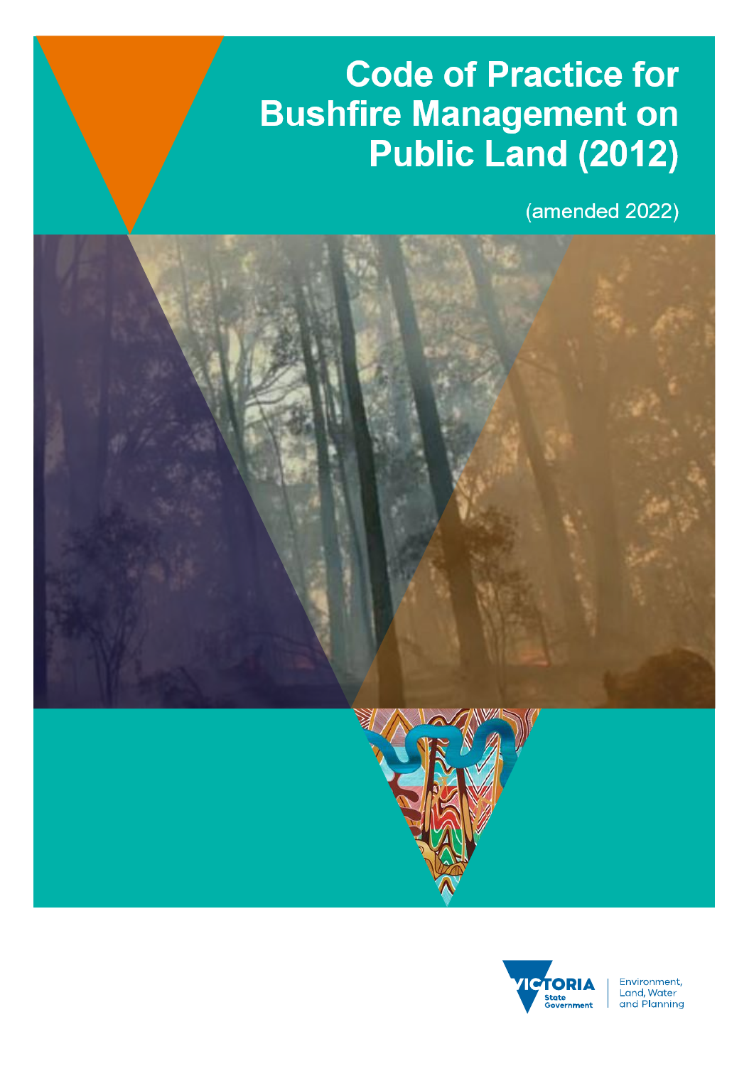# Code of Practice for Bushfire Management on Public Land (2012)

(amended 2022)

Environment, Land, Water and Planning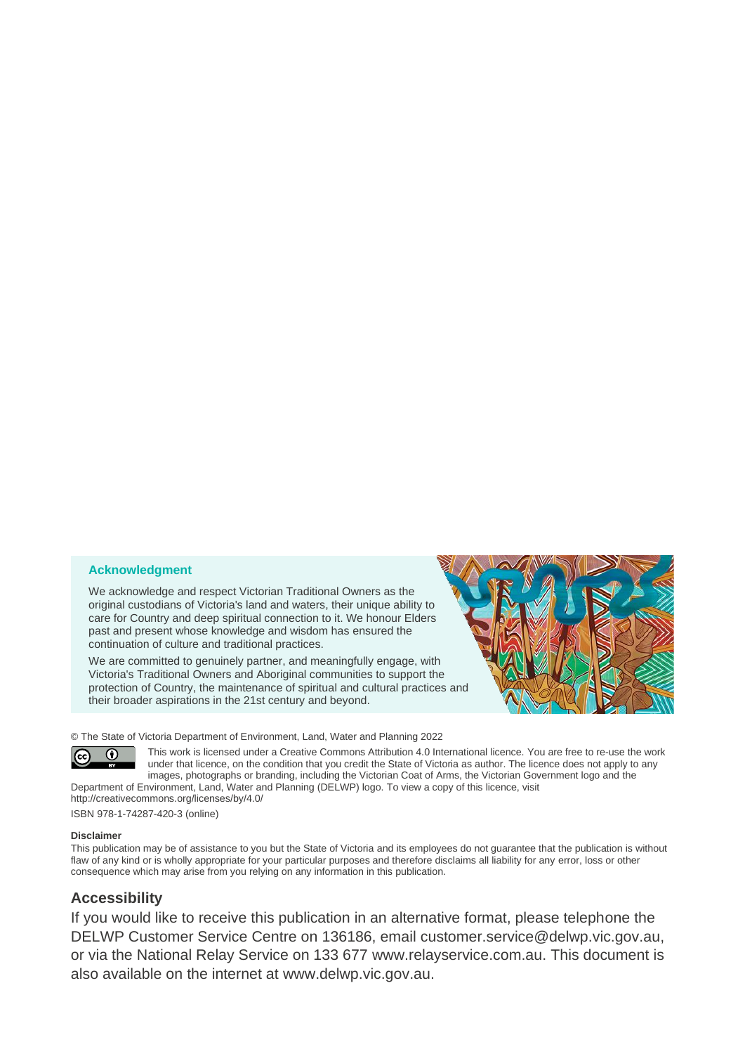### Acknowledgment

We acknowledge and respect Victorian Traditional Owners as the original custodians of Victoria's land and waters, their unique ability to care for Country and deep spiritual connection to it. We honour Elders past and present whose knowledge and wisdom has ensured the continuation of culture and traditional practices.

We are committed to genuinely partner, and meaningfully engage, with Victoria's Traditional Owners and Aboriginal communities to support the protection of Country, the maintenance of spiritual and cultural practices and their broader aspirations in the 21st century and beyond.

© The State of Victoria Department of Environment, Land, Water and Planning 2022

This work is licensed under a Creative Commons Attribution 4.0 International licence. You are free to re-use the work under that licence, on the condition that you credit the State of Victoria as author. The licence does not apply to any images, photographs or branding, including the Victorian Coat of Arms, the Victorian Government logo and the Department of Environment, Land, Water and Planning (DELWP) logo. To view a copy of this licence, visit http://creativecommons.org/licenses/by/4.0/

ISBN 978-1-74287-420-3 (online)

**Disclaimer**

This publication may be of assistance to you but the State of Victoria and its employees do not guarantee that the publication is without flaw of any kind or is wholly appropriate for your particular purposes and therefore disclaims all liability for any error, loss or other consequence which may arise from you relying on any information in this publication.

## Accessibility

If you would like to receive this publication in an alternative format, please telephone the DELWP Customer Service Centre on 136186, email customer.service@delwp.vic.gov.au, or via the National Relay Service on 133 677 www.relayservice.com.au. This document is also available on the internet at www.delwp.vic.gov.au.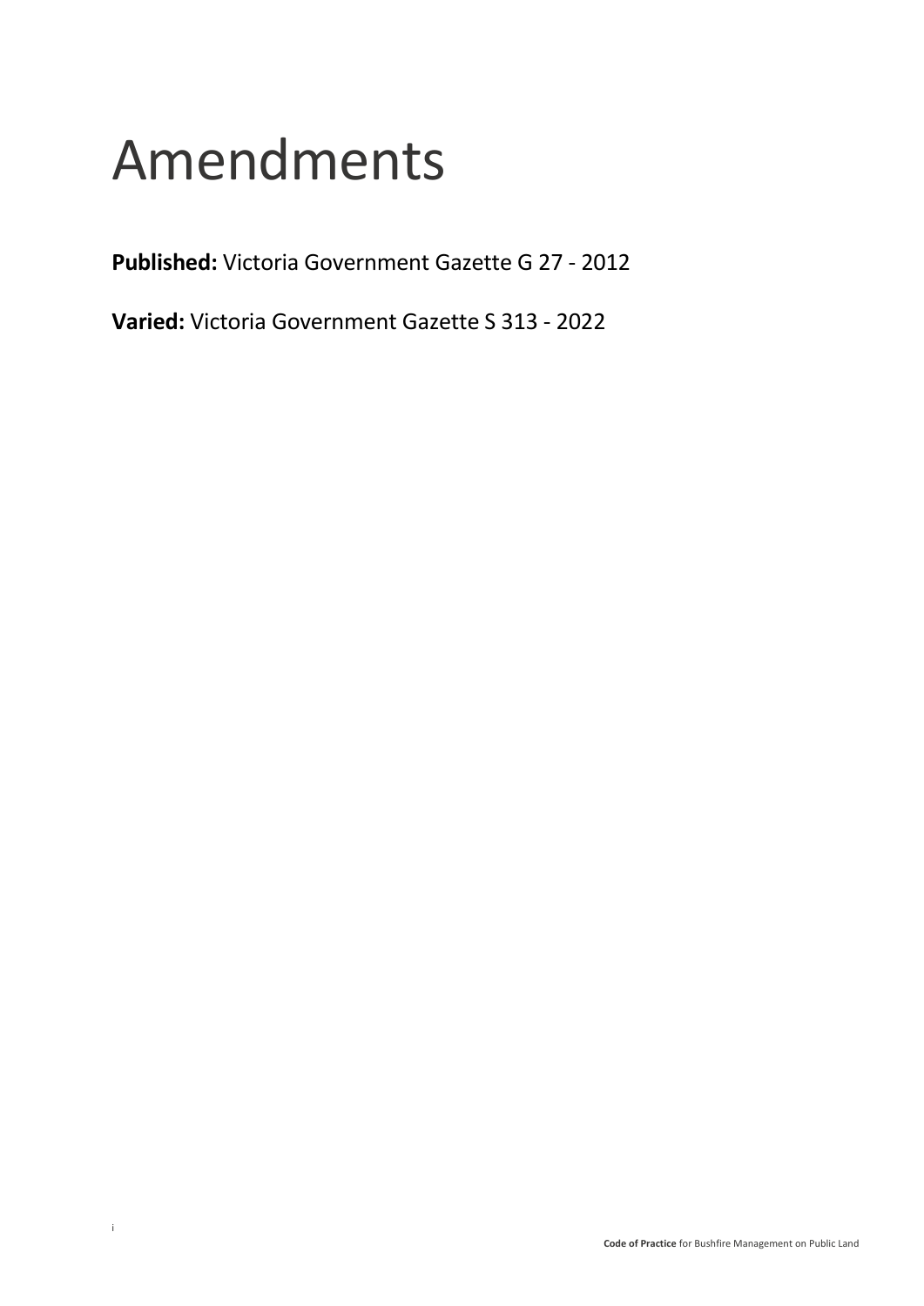# Amendments

**Published:** Victoria Government Gazette G 27 - 2012

**Varied:** Victoria Government Gazette S 313 - 2022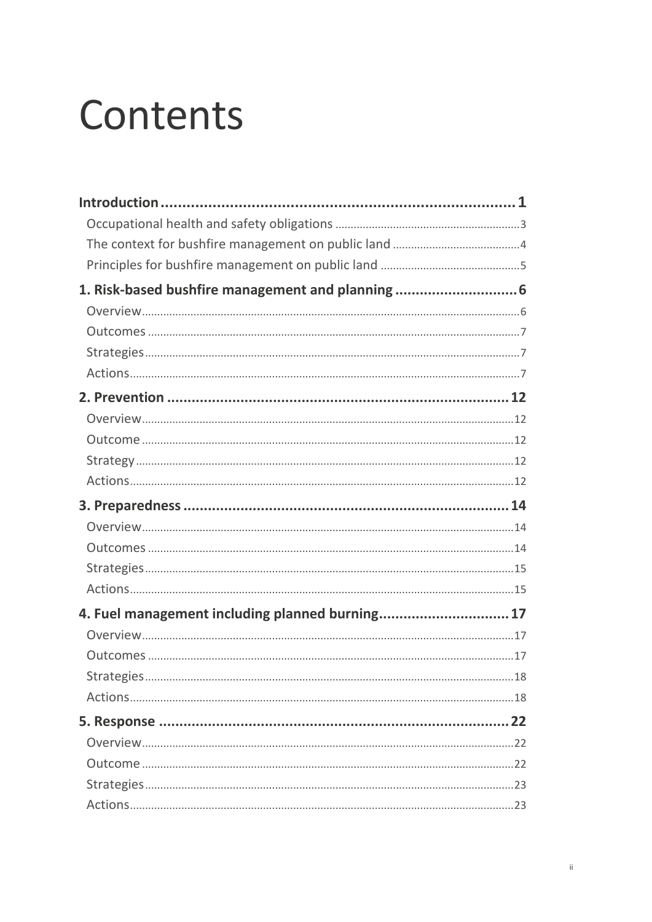# Contents

**Introduction** .......... **1**

Occupational health and safety obligations .......... 3

The context for bushfire management on public land .......... 4

Principles for bushfire management on public land .......... 5

**1. Risk-based bushfire management and planning** .......... **6**

Overview .......... 6

Outcomes .......... 7

Strategies .......... 7

Actions .......... 7

**2. Prevention** .......... **12**

Overview .......... 12

Outcome .......... 12

Strategy .......... 12

Actions .......... 12

**3. Preparedness** .......... **14**

Overview .......... 14

Outcomes .......... 14

Strategies .......... 15

Actions .......... 15

**4. Fuel management including planned burning** .......... **17**

Overview .......... 17

Outcomes .......... 17

Strategies .......... 18

Actions .......... 18

**5. Response** .......... **22**

Overview .......... 22

Outcome .......... 22

Strategies .......... 23

Actions .......... 23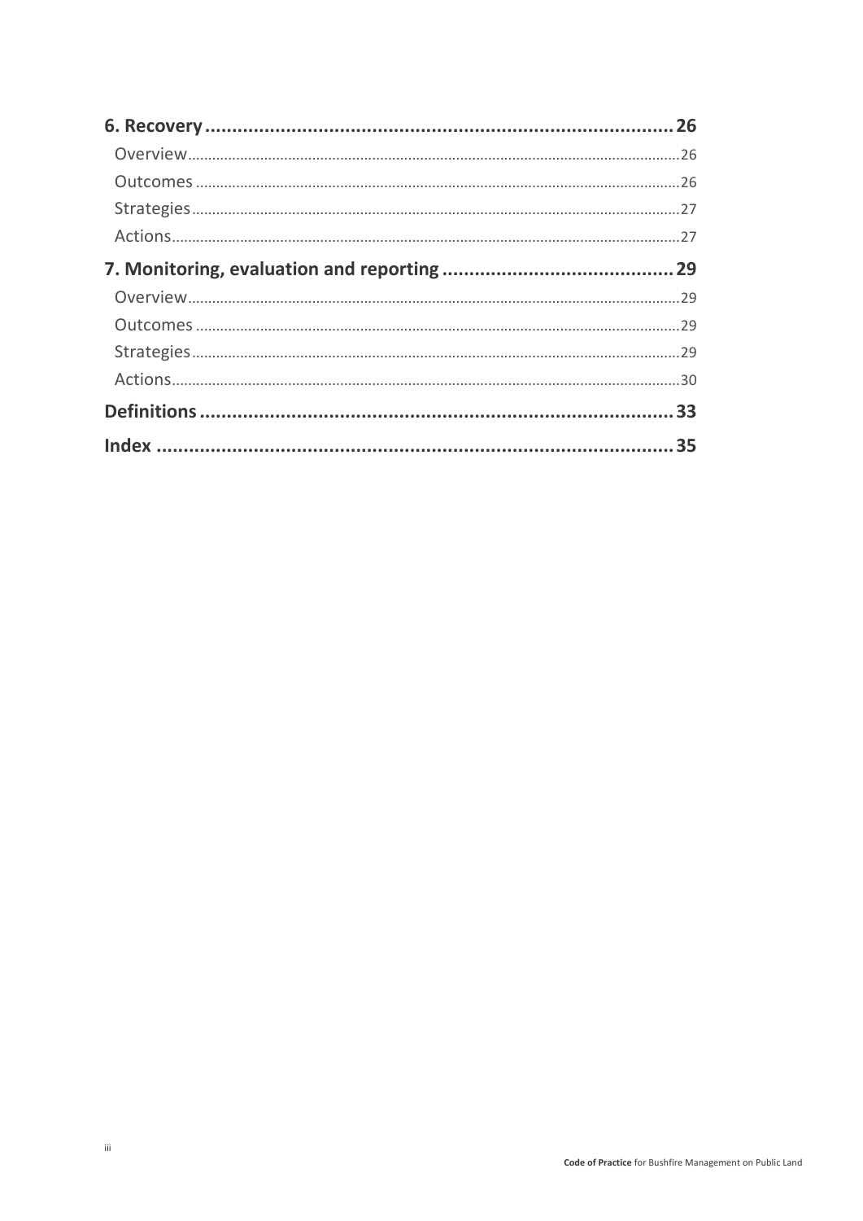**6. Recovery** .......... 26

- Overview .......... 26
- Outcomes .......... 26
- Strategies .......... 27
- Actions .......... 27

**7. Monitoring, evaluation and reporting** .......... 29

- Overview .......... 29
- Outcomes .......... 29
- Strategies .......... 29
- Actions .......... 30

**Definitions** .......... 33

**Index** .......... 35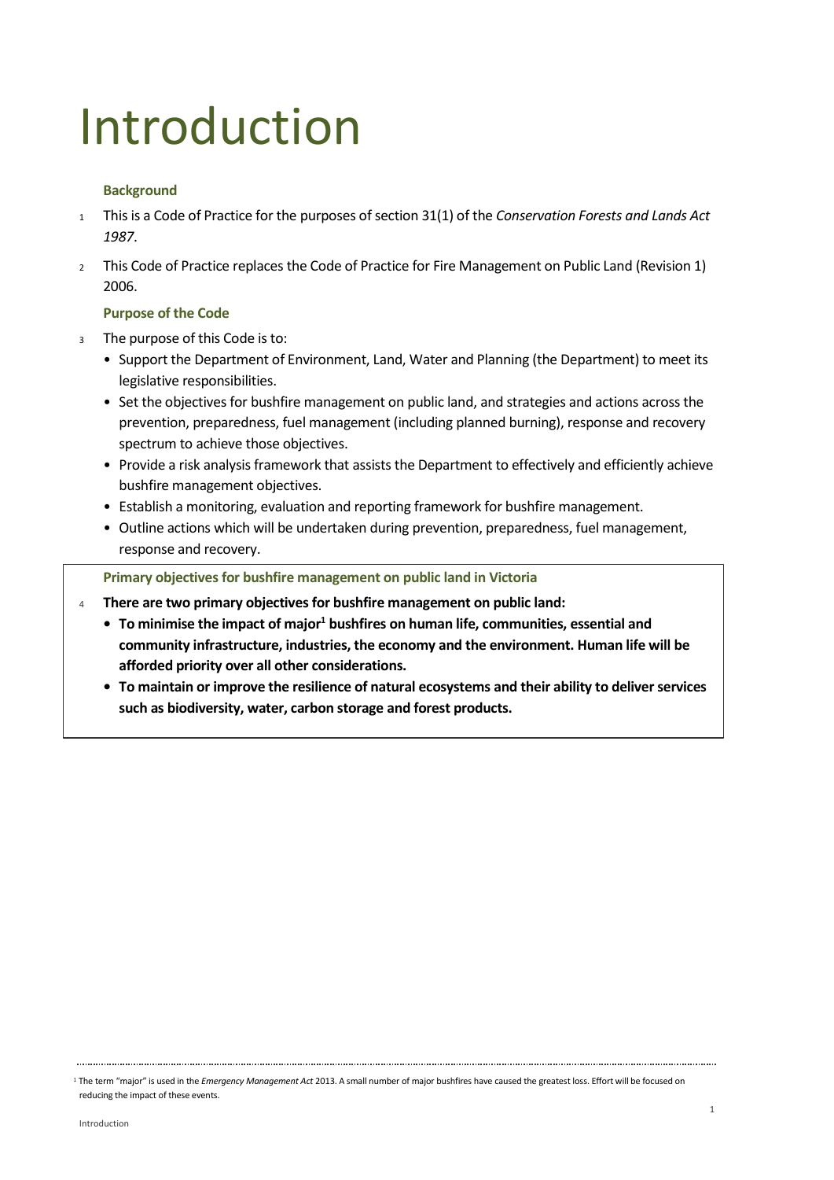# Introduction

### Background

1 This is a Code of Practice for the purposes of section 31(1) of the *Conservation Forests and Lands Act 1987*.

2 This Code of Practice replaces the Code of Practice for Fire Management on Public Land (Revision 1) 2006.

### Purpose of the Code

3 The purpose of this Code is to:

- Support the Department of Environment, Land, Water and Planning (the Department) to meet its legislative responsibilities.
- Set the objectives for bushfire management on public land, and strategies and actions across the prevention, preparedness, fuel management (including planned burning), response and recovery spectrum to achieve those objectives.
- Provide a risk analysis framework that assists the Department to effectively and efficiently achieve bushfire management objectives.
- Establish a monitoring, evaluation and reporting framework for bushfire management.
- Outline actions which will be undertaken during prevention, preparedness, fuel management, response and recovery.

### Primary objectives for bushfire management on public land in Victoria

4 **There are two primary objectives for bushfire management on public land:**

- **To minimise the impact of major[1] bushfires on human life, communities, essential and community infrastructure, industries, the economy and the environment. Human life will be afforded priority over all other considerations.**
- **To maintain or improve the resilience of natural ecosystems and their ability to deliver services such as biodiversity, water, carbon storage and forest products.**

[1] The term "major" is used in the *Emergency Management Act* 2013. A small number of major bushfires have caused the greatest loss. Effort will be focused on reducing the impact of these events.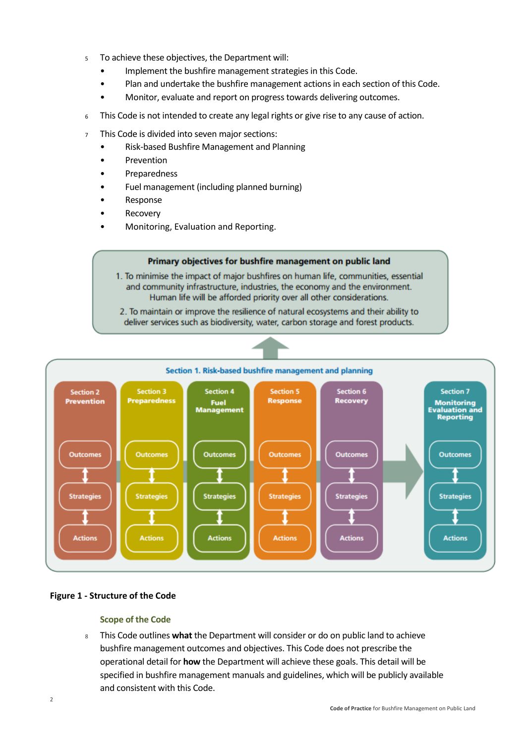5 To achieve these objectives, the Department will:

- Implement the bushfire management strategies in this Code.
- Plan and undertake the bushfire management actions in each section of this Code.
- Monitor, evaluate and report on progress towards delivering outcomes.

6 This Code is not intended to create any legal rights or give rise to any cause of action.

7 This Code is divided into seven major sections:

- Risk-based Bushfire Management and Planning
- Prevention
- Preparedness
- Fuel management (including planned burning)
- Response
- Recovery
- Monitoring, Evaluation and Reporting.

**Primary objectives for bushfire management on public land**

1. To minimise the impact of major bushfires on human life, communities, essential and community infrastructure, industries, the economy and the environment. Human life will be afforded priority over all other considerations.
2. To maintain or improve the resilience of natural ecosystems and their ability to deliver services such as biodiversity, water, carbon storage and forest products.

**Section 1. Risk-based bushfire management and planning**

| Section 2 Prevention | Section 3 Preparedness | Section 4 Fuel Management | Section 5 Response | Section 6 Recovery | Section 7 Monitoring Evaluation and Reporting |
| --- | --- | --- | --- | --- | --- |
| Outcomes | Outcomes | Outcomes | Outcomes | Outcomes | Outcomes |
| Strategies | Strategies | Strategies | Strategies | Strategies | Strategies |
| Actions | Actions | Actions | Actions | Actions | Actions |

**Figure 1 - Structure of the Code**

### Scope of the Code

8 This Code outlines **what** the Department will consider or do on public land to achieve bushfire management outcomes and objectives. This Code does not prescribe the operational detail for **how** the Department will achieve these goals. This detail will be specified in bushfire management manuals and guidelines, which will be publicly available and consistent with this Code.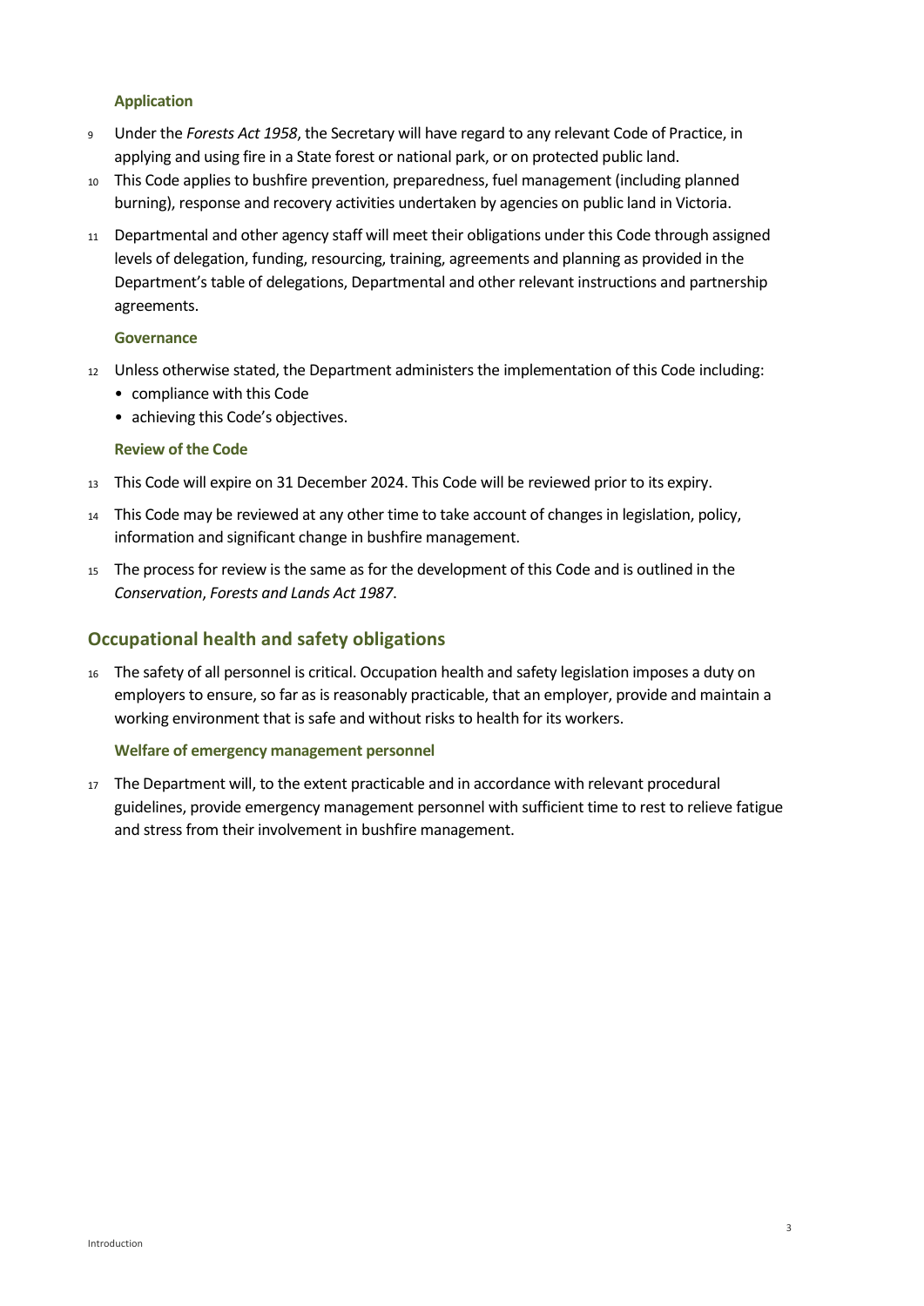### Application

9 Under the *Forests Act 1958*, the Secretary will have regard to any relevant Code of Practice, in applying and using fire in a State forest or national park, or on protected public land.

10 This Code applies to bushfire prevention, preparedness, fuel management (including planned burning), response and recovery activities undertaken by agencies on public land in Victoria.

11 Departmental and other agency staff will meet their obligations under this Code through assigned levels of delegation, funding, resourcing, training, agreements and planning as provided in the Department's table of delegations, Departmental and other relevant instructions and partnership agreements.

### Governance

12 Unless otherwise stated, the Department administers the implementation of this Code including:

- compliance with this Code
- achieving this Code's objectives.

### Review of the Code

13 This Code will expire on 31 December 2024. This Code will be reviewed prior to its expiry.

14 This Code may be reviewed at any other time to take account of changes in legislation, policy, information and significant change in bushfire management.

15 The process for review is the same as for the development of this Code and is outlined in the *Conservation*, *Forests and Lands Act 1987*.

## Occupational health and safety obligations

16 The safety of all personnel is critical. Occupation health and safety legislation imposes a duty on employers to ensure, so far as is reasonably practicable, that an employer, provide and maintain a working environment that is safe and without risks to health for its workers.

### Welfare of emergency management personnel

17 The Department will, to the extent practicable and in accordance with relevant procedural guidelines, provide emergency management personnel with sufficient time to rest to relieve fatigue and stress from their involvement in bushfire management.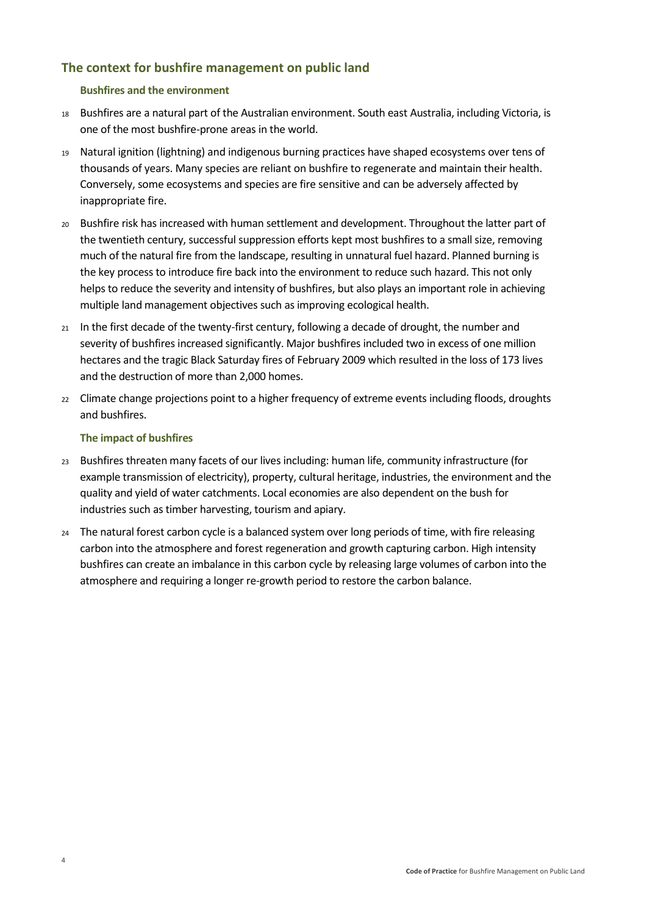## The context for bushfire management on public land

### Bushfires and the environment

18 Bushfires are a natural part of the Australian environment. South east Australia, including Victoria, is one of the most bushfire-prone areas in the world.

19 Natural ignition (lightning) and indigenous burning practices have shaped ecosystems over tens of thousands of years. Many species are reliant on bushfire to regenerate and maintain their health. Conversely, some ecosystems and species are fire sensitive and can be adversely affected by inappropriate fire.

20 Bushfire risk has increased with human settlement and development. Throughout the latter part of the twentieth century, successful suppression efforts kept most bushfires to a small size, removing much of the natural fire from the landscape, resulting in unnatural fuel hazard. Planned burning is the key process to introduce fire back into the environment to reduce such hazard. This not only helps to reduce the severity and intensity of bushfires, but also plays an important role in achieving multiple land management objectives such as improving ecological health.

21 In the first decade of the twenty-first century, following a decade of drought, the number and severity of bushfires increased significantly. Major bushfires included two in excess of one million hectares and the tragic Black Saturday fires of February 2009 which resulted in the loss of 173 lives and the destruction of more than 2,000 homes.

22 Climate change projections point to a higher frequency of extreme events including floods, droughts and bushfires.

### The impact of bushfires

23 Bushfires threaten many facets of our lives including: human life, community infrastructure (for example transmission of electricity), property, cultural heritage, industries, the environment and the quality and yield of water catchments. Local economies are also dependent on the bush for industries such as timber harvesting, tourism and apiary.

24 The natural forest carbon cycle is a balanced system over long periods of time, with fire releasing carbon into the atmosphere and forest regeneration and growth capturing carbon. High intensity bushfires can create an imbalance in this carbon cycle by releasing large volumes of carbon into the atmosphere and requiring a longer re-growth period to restore the carbon balance.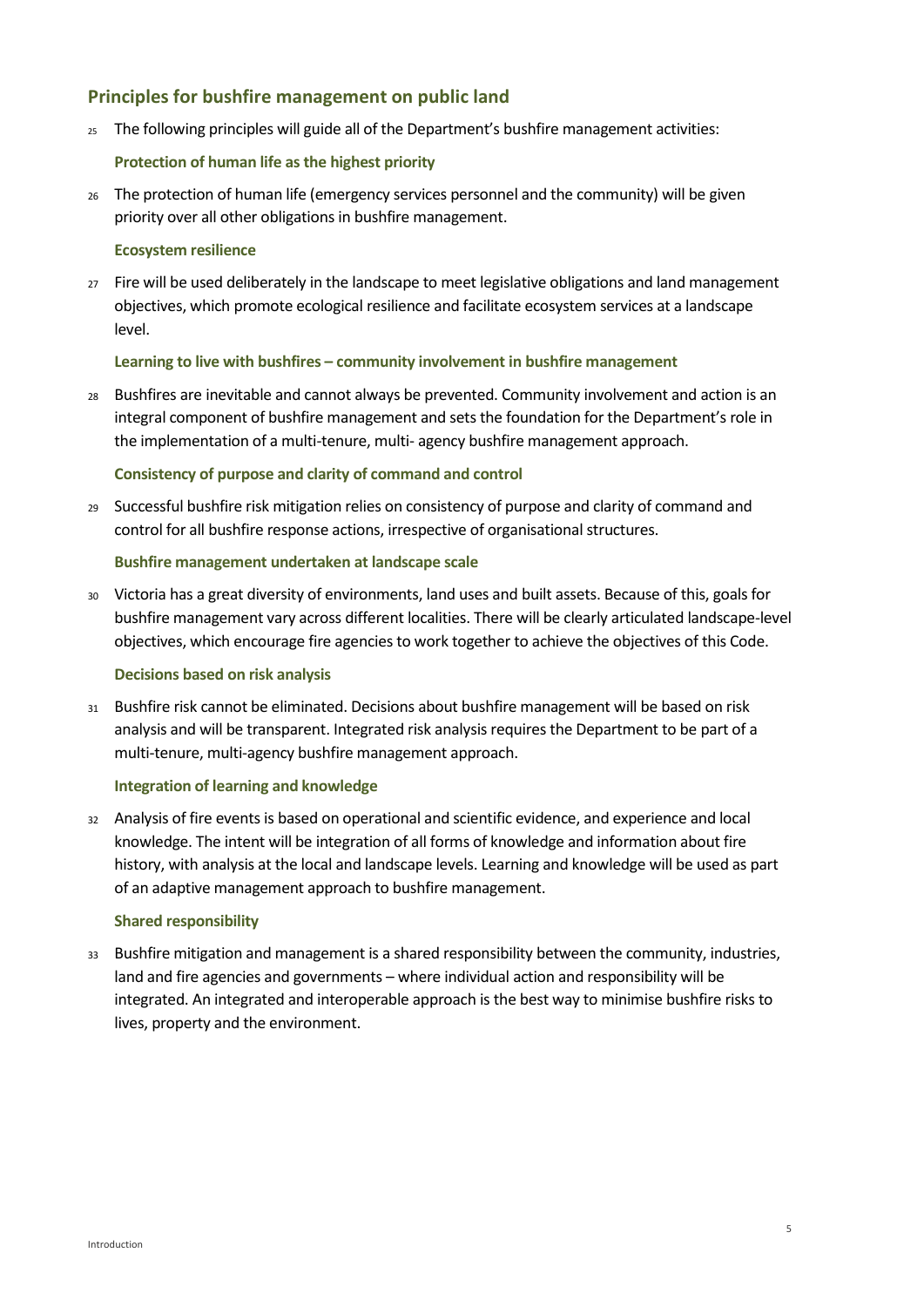## Principles for bushfire management on public land

25 The following principles will guide all of the Department's bushfire management activities:

### Protection of human life as the highest priority

26 The protection of human life (emergency services personnel and the community) will be given priority over all other obligations in bushfire management.

### Ecosystem resilience

27 Fire will be used deliberately in the landscape to meet legislative obligations and land management objectives, which promote ecological resilience and facilitate ecosystem services at a landscape level.

### Learning to live with bushfires – community involvement in bushfire management

28 Bushfires are inevitable and cannot always be prevented. Community involvement and action is an integral component of bushfire management and sets the foundation for the Department's role in the implementation of a multi-tenure, multi- agency bushfire management approach.

### Consistency of purpose and clarity of command and control

29 Successful bushfire risk mitigation relies on consistency of purpose and clarity of command and control for all bushfire response actions, irrespective of organisational structures.

### Bushfire management undertaken at landscape scale

30 Victoria has a great diversity of environments, land uses and built assets. Because of this, goals for bushfire management vary across different localities. There will be clearly articulated landscape-level objectives, which encourage fire agencies to work together to achieve the objectives of this Code.

### Decisions based on risk analysis

31 Bushfire risk cannot be eliminated. Decisions about bushfire management will be based on risk analysis and will be transparent. Integrated risk analysis requires the Department to be part of a multi-tenure, multi-agency bushfire management approach.

### Integration of learning and knowledge

32 Analysis of fire events is based on operational and scientific evidence, and experience and local knowledge. The intent will be integration of all forms of knowledge and information about fire history, with analysis at the local and landscape levels. Learning and knowledge will be used as part of an adaptive management approach to bushfire management.

### Shared responsibility

33 Bushfire mitigation and management is a shared responsibility between the community, industries, land and fire agencies and governments – where individual action and responsibility will be integrated. An integrated and interoperable approach is the best way to minimise bushfire risks to lives, property and the environment.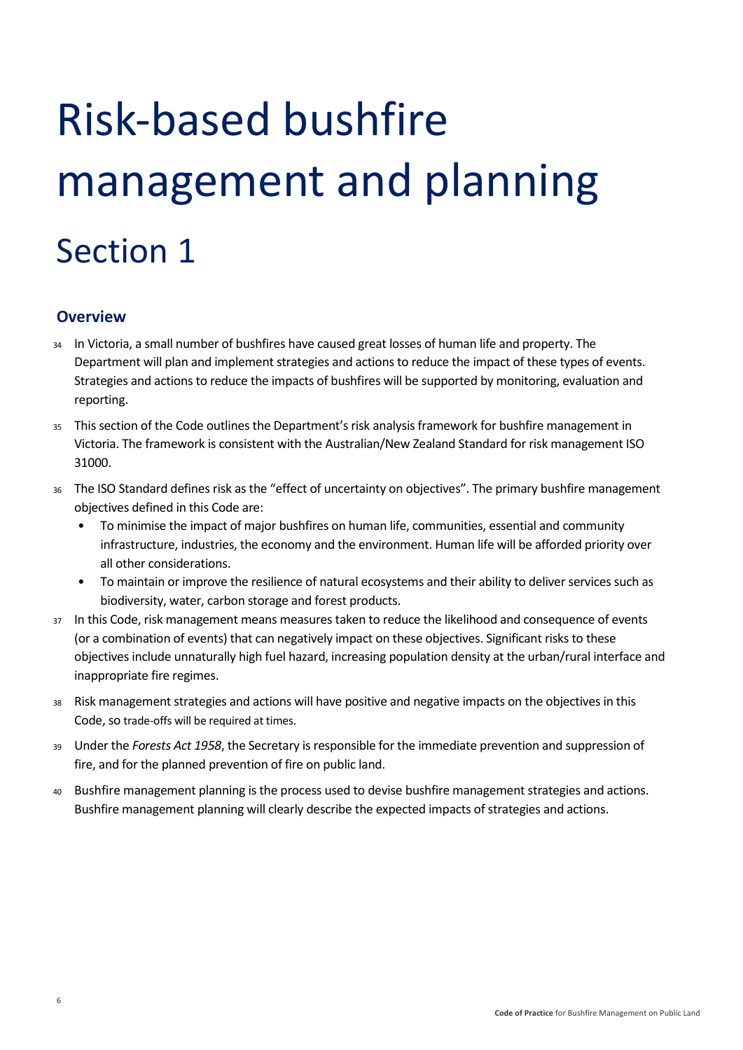# Risk-based bushfire management and planning

# Section 1

## Overview

34 In Victoria, a small number of bushfires have caused great losses of human life and property. The Department will plan and implement strategies and actions to reduce the impact of these types of events. Strategies and actions to reduce the impacts of bushfires will be supported by monitoring, evaluation and reporting.

35 This section of the Code outlines the Department's risk analysis framework for bushfire management in Victoria. The framework is consistent with the Australian/New Zealand Standard for risk management ISO 31000.

36 The ISO Standard defines risk as the "effect of uncertainty on objectives". The primary bushfire management objectives defined in this Code are:

- To minimise the impact of major bushfires on human life, communities, essential and community infrastructure, industries, the economy and the environment. Human life will be afforded priority over all other considerations.
- To maintain or improve the resilience of natural ecosystems and their ability to deliver services such as biodiversity, water, carbon storage and forest products.

37 In this Code, risk management means measures taken to reduce the likelihood and consequence of events (or a combination of events) that can negatively impact on these objectives. Significant risks to these objectives include unnaturally high fuel hazard, increasing population density at the urban/rural interface and inappropriate fire regimes.

38 Risk management strategies and actions will have positive and negative impacts on the objectives in this Code, so trade-offs will be required at times.

39 Under the *Forests Act 1958*, the Secretary is responsible for the immediate prevention and suppression of fire, and for the planned prevention of fire on public land.

40 Bushfire management planning is the process used to devise bushfire management strategies and actions. Bushfire management planning will clearly describe the expected impacts of strategies and actions.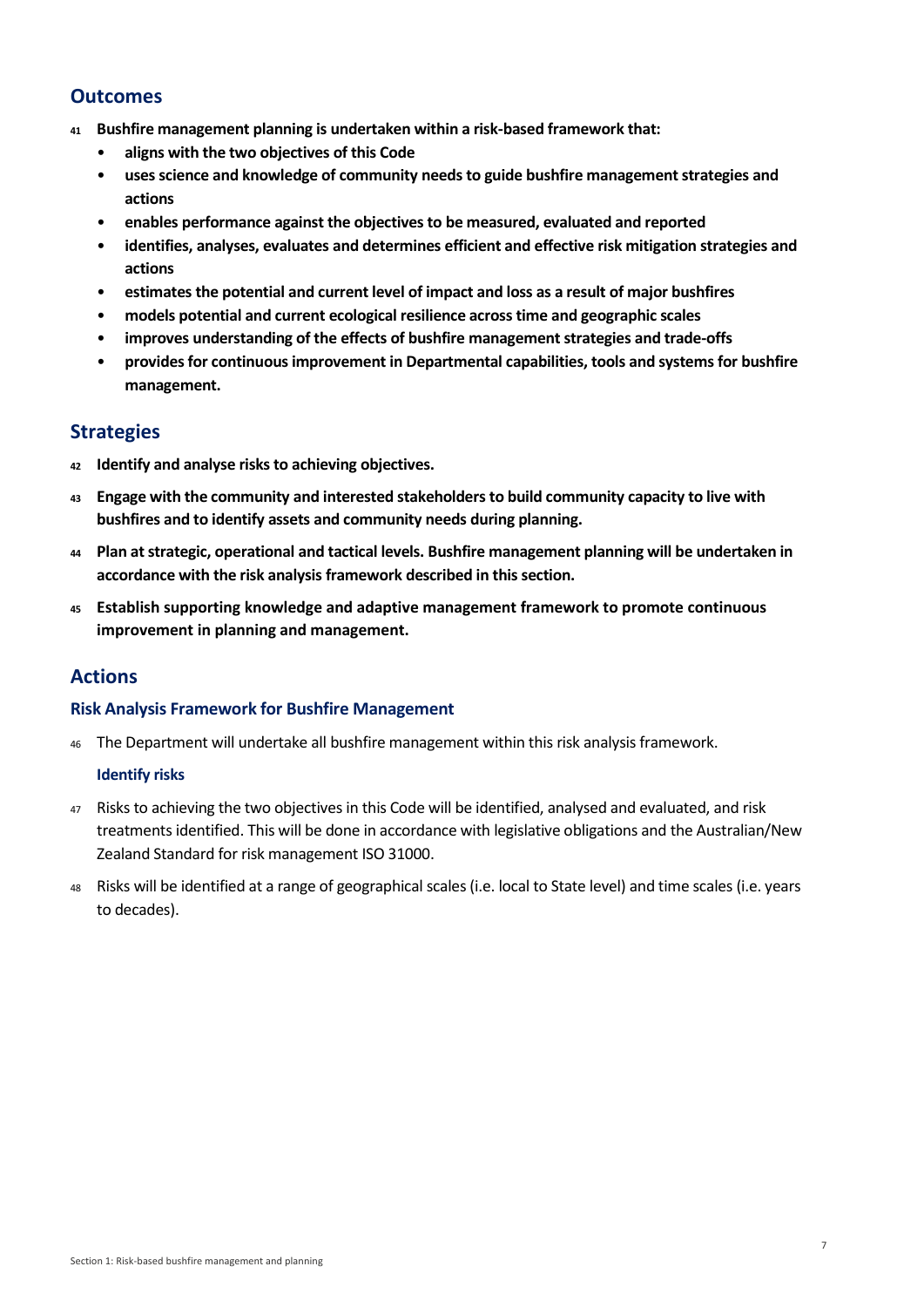## Outcomes

41 **Bushfire management planning is undertaken within a risk-based framework that:**

- **aligns with the two objectives of this Code**
- **uses science and knowledge of community needs to guide bushfire management strategies and actions**
- **enables performance against the objectives to be measured, evaluated and reported**
- **identifies, analyses, evaluates and determines efficient and effective risk mitigation strategies and actions**
- **estimates the potential and current level of impact and loss as a result of major bushfires**
- **models potential and current ecological resilience across time and geographic scales**
- **improves understanding of the effects of bushfire management strategies and trade-offs**
- **provides for continuous improvement in Departmental capabilities, tools and systems for bushfire management.**

## Strategies

42 **Identify and analyse risks to achieving objectives.**

43 **Engage with the community and interested stakeholders to build community capacity to live with bushfires and to identify assets and community needs during planning.**

44 **Plan at strategic, operational and tactical levels. Bushfire management planning will be undertaken in accordance with the risk analysis framework described in this section.**

45 **Establish supporting knowledge and adaptive management framework to promote continuous improvement in planning and management.**

## Actions

### Risk Analysis Framework for Bushfire Management

46 The Department will undertake all bushfire management within this risk analysis framework.

#### Identify risks

47 Risks to achieving the two objectives in this Code will be identified, analysed and evaluated, and risk treatments identified. This will be done in accordance with legislative obligations and the Australian/New Zealand Standard for risk management ISO 31000.

48 Risks will be identified at a range of geographical scales (i.e. local to State level) and time scales (i.e. years to decades).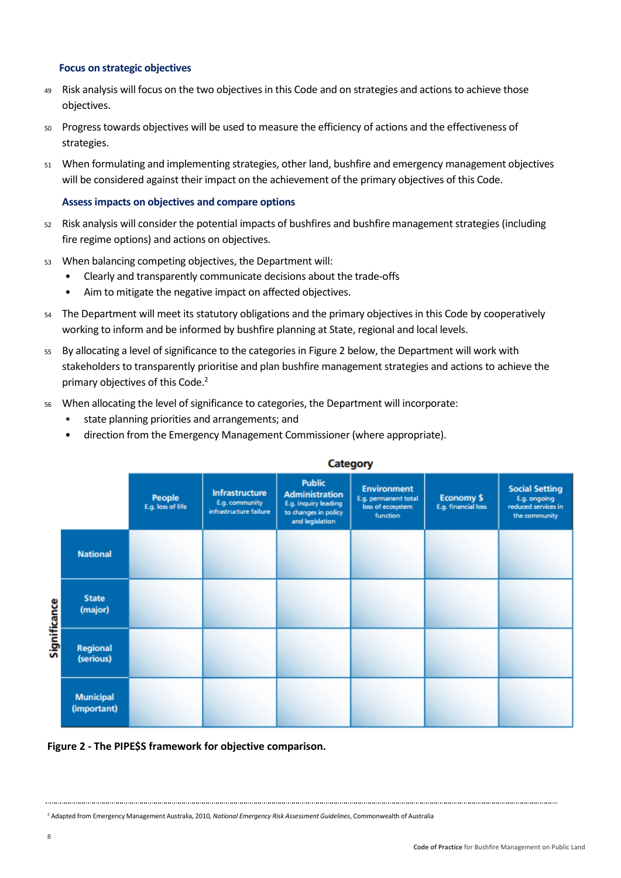### Focus on strategic objectives

49 Risk analysis will focus on the two objectives in this Code and on strategies and actions to achieve those objectives.

50 Progress towards objectives will be used to measure the efficiency of actions and the effectiveness of strategies.

51 When formulating and implementing strategies, other land, bushfire and emergency management objectives will be considered against their impact on the achievement of the primary objectives of this Code.

### Assess impacts on objectives and compare options

52 Risk analysis will consider the potential impacts of bushfires and bushfire management strategies (including fire regime options) and actions on objectives.

53 When balancing competing objectives, the Department will:

- Clearly and transparently communicate decisions about the trade-offs
- Aim to mitigate the negative impact on affected objectives.

54 The Department will meet its statutory obligations and the primary objectives in this Code by cooperatively working to inform and be informed by bushfire planning at State, regional and local levels.

55 By allocating a level of significance to the categories in Figure 2 below, the Department will work with stakeholders to transparently prioritise and plan bushfire management strategies and actions to achieve the primary objectives of this Code.[2]

56 When allocating the level of significance to categories, the Department will incorporate:

- state planning priorities and arrangements; and
- direction from the Emergency Management Commissioner (where appropriate).

| Significance \ Category | People E.g. loss of life | Infrastructure E.g. community infrastructure failure | Public Administration E.g. inquiry leading to changes in policy and legislation | Environment E.g. permanent total loss of ecosystem function | Economy $ E.g. financial loss | Social Setting E.g. ongoing reduced services in the community |
|---|---|---|---|---|---|---|
| National | | | | | | |
| State (major) | | | | | | |
| Regional (serious) | | | | | | |
| Municipal (important) | | | | | | |

**Figure 2 - The PIPE$S framework for objective comparison.**

[2] Adapted from Emergency Management Australia, 2010, *National Emergency Risk Assessment Guidelines*, Commonwealth of Australia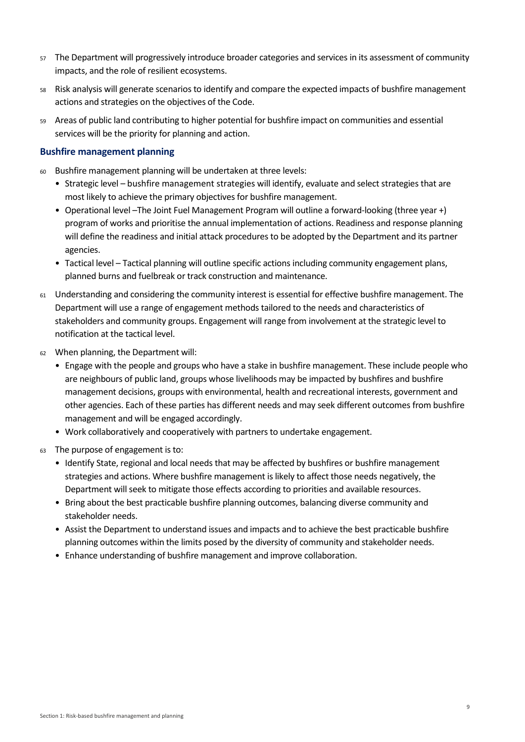57 The Department will progressively introduce broader categories and services in its assessment of community impacts, and the role of resilient ecosystems.

58 Risk analysis will generate scenarios to identify and compare the expected impacts of bushfire management actions and strategies on the objectives of the Code.

59 Areas of public land contributing to higher potential for bushfire impact on communities and essential services will be the priority for planning and action.

### Bushfire management planning

60 Bushfire management planning will be undertaken at three levels:

- Strategic level – bushfire management strategies will identify, evaluate and select strategies that are most likely to achieve the primary objectives for bushfire management.
- Operational level –The Joint Fuel Management Program will outline a forward-looking (three year +) program of works and prioritise the annual implementation of actions. Readiness and response planning will define the readiness and initial attack procedures to be adopted by the Department and its partner agencies.
- Tactical level – Tactical planning will outline specific actions including community engagement plans, planned burns and fuelbreak or track construction and maintenance.

61 Understanding and considering the community interest is essential for effective bushfire management. The Department will use a range of engagement methods tailored to the needs and characteristics of stakeholders and community groups. Engagement will range from involvement at the strategic level to notification at the tactical level.

62 When planning, the Department will:

- Engage with the people and groups who have a stake in bushfire management. These include people who are neighbours of public land, groups whose livelihoods may be impacted by bushfires and bushfire management decisions, groups with environmental, health and recreational interests, government and other agencies. Each of these parties has different needs and may seek different outcomes from bushfire management and will be engaged accordingly.
- Work collaboratively and cooperatively with partners to undertake engagement.

63 The purpose of engagement is to:

- Identify State, regional and local needs that may be affected by bushfires or bushfire management strategies and actions. Where bushfire management is likely to affect those needs negatively, the Department will seek to mitigate those effects according to priorities and available resources.
- Bring about the best practicable bushfire planning outcomes, balancing diverse community and stakeholder needs.
- Assist the Department to understand issues and impacts and to achieve the best practicable bushfire planning outcomes within the limits posed by the diversity of community and stakeholder needs.
- Enhance understanding of bushfire management and improve collaboration.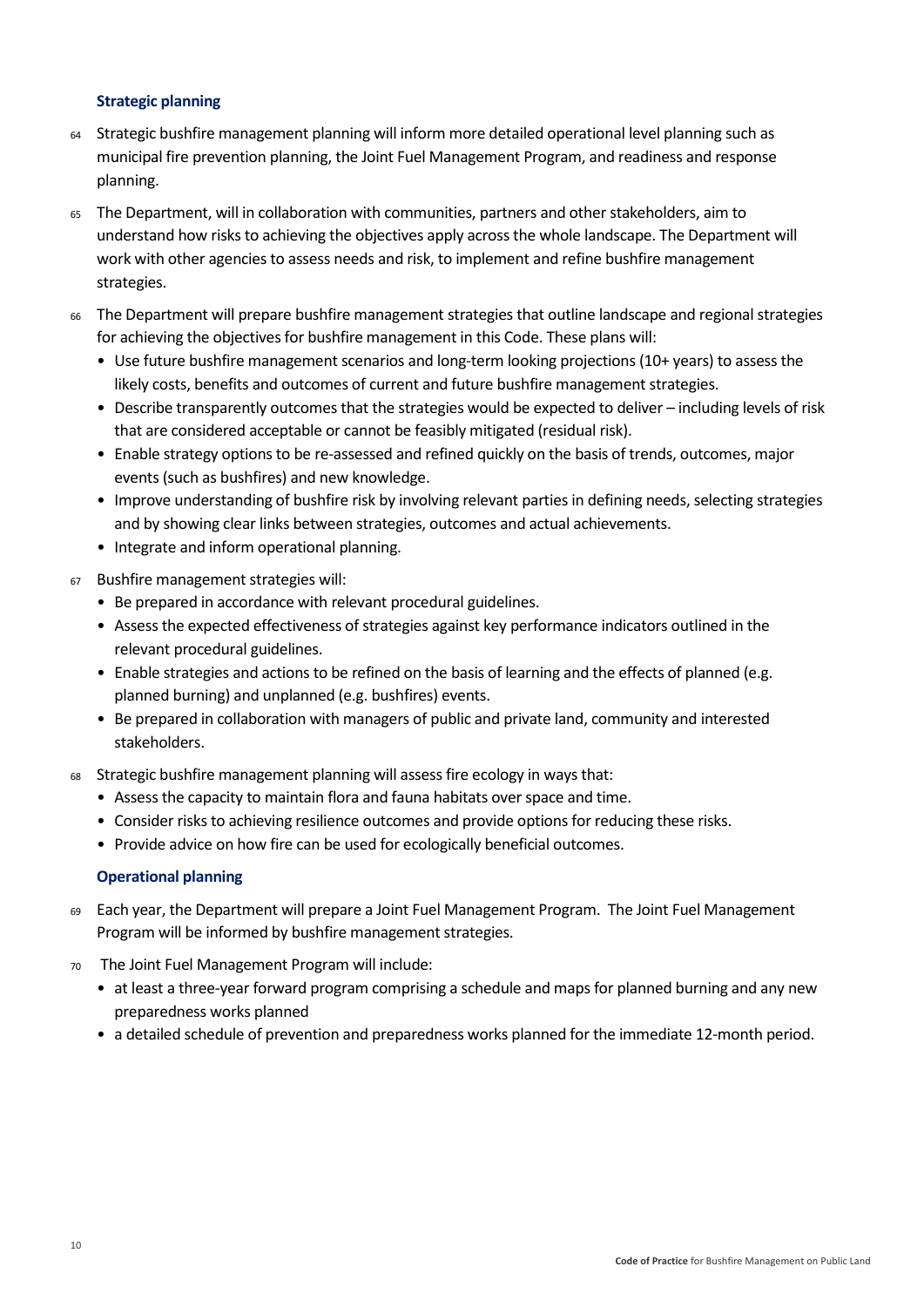### Strategic planning

64 Strategic bushfire management planning will inform more detailed operational level planning such as municipal fire prevention planning, the Joint Fuel Management Program, and readiness and response planning.

65 The Department, will in collaboration with communities, partners and other stakeholders, aim to understand how risks to achieving the objectives apply across the whole landscape. The Department will work with other agencies to assess needs and risk, to implement and refine bushfire management strategies.

66 The Department will prepare bushfire management strategies that outline landscape and regional strategies for achieving the objectives for bushfire management in this Code. These plans will:

- Use future bushfire management scenarios and long-term looking projections (10+ years) to assess the likely costs, benefits and outcomes of current and future bushfire management strategies.
- Describe transparently outcomes that the strategies would be expected to deliver – including levels of risk that are considered acceptable or cannot be feasibly mitigated (residual risk).
- Enable strategy options to be re-assessed and refined quickly on the basis of trends, outcomes, major events (such as bushfires) and new knowledge.
- Improve understanding of bushfire risk by involving relevant parties in defining needs, selecting strategies and by showing clear links between strategies, outcomes and actual achievements.
- Integrate and inform operational planning.

67 Bushfire management strategies will:

- Be prepared in accordance with relevant procedural guidelines.
- Assess the expected effectiveness of strategies against key performance indicators outlined in the relevant procedural guidelines.
- Enable strategies and actions to be refined on the basis of learning and the effects of planned (e.g. planned burning) and unplanned (e.g. bushfires) events.
- Be prepared in collaboration with managers of public and private land, community and interested stakeholders.

68 Strategic bushfire management planning will assess fire ecology in ways that:

- Assess the capacity to maintain flora and fauna habitats over space and time.
- Consider risks to achieving resilience outcomes and provide options for reducing these risks.
- Provide advice on how fire can be used for ecologically beneficial outcomes.

### Operational planning

69 Each year, the Department will prepare a Joint Fuel Management Program. The Joint Fuel Management Program will be informed by bushfire management strategies.

70 The Joint Fuel Management Program will include:

- at least a three-year forward program comprising a schedule and maps for planned burning and any new preparedness works planned
- a detailed schedule of prevention and preparedness works planned for the immediate 12-month period.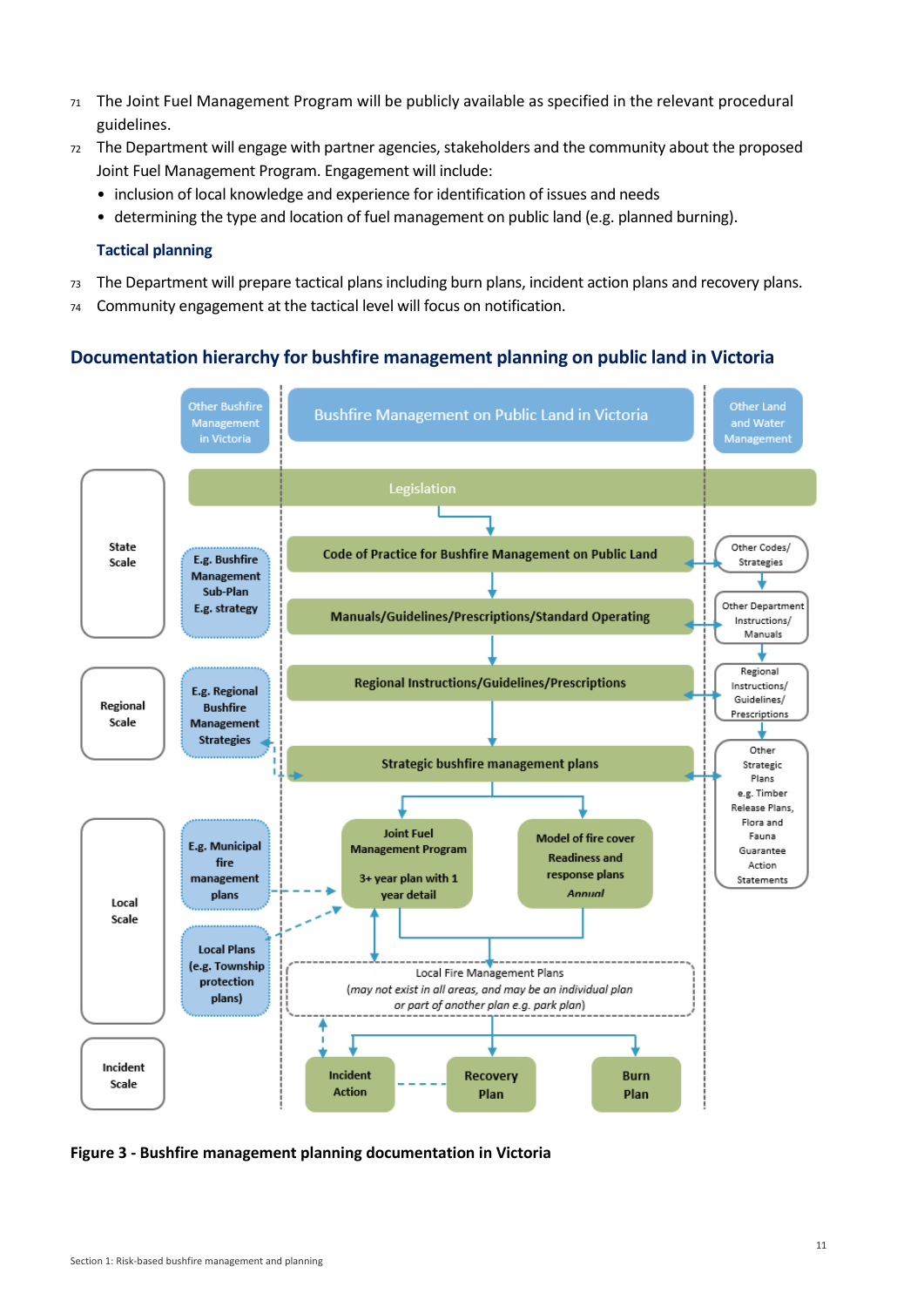71 The Joint Fuel Management Program will be publicly available as specified in the relevant procedural guidelines.

72 The Department will engage with partner agencies, stakeholders and the community about the proposed Joint Fuel Management Program. Engagement will include:

- inclusion of local knowledge and experience for identification of issues and needs
- determining the type and location of fuel management on public land (e.g. planned burning).

### Tactical planning

73 The Department will prepare tactical plans including burn plans, incident action plans and recovery plans.

74 Community engagement at the tactical level will focus on notification.

## Documentation hierarchy for bushfire management planning on public land in Victoria

Other Bushfire Management in Victoria

Bushfire Management on Public Land in Victoria

Other Land and Water Management

**State Scale**

Legislation

E.g. Bushfire Management Sub-Plan E.g. strategy

Code of Practice for Bushfire Management on Public Land

Other Codes/ Strategies

Manuals/Guidelines/Prescriptions/Standard Operating

Other Department Instructions/ Manuals

**Regional Scale**

E.g. Regional Bushfire Management Strategies

Regional Instructions/Guidelines/Prescriptions

Regional Instructions/ Guidelines/ Prescriptions

Strategic bushfire management plans

Other Strategic Plans e.g. Timber Release Plans, Flora and Fauna Guarantee Action Statements

**Local Scale**

E.g. Municipal fire management plans

Local Plans (e.g. Township protection plans)

Joint Fuel Management Program

3+ year plan with 1 year detail

Model of fire cover Readiness and response plans

*Annual*

Local Fire Management Plans

*(may not exist in all areas, and may be an individual plan or part of another plan e.g. park plan)*

**Incident Scale**

Incident Action

Recovery Plan

Burn Plan

**Figure 3 - Bushfire management planning documentation in Victoria**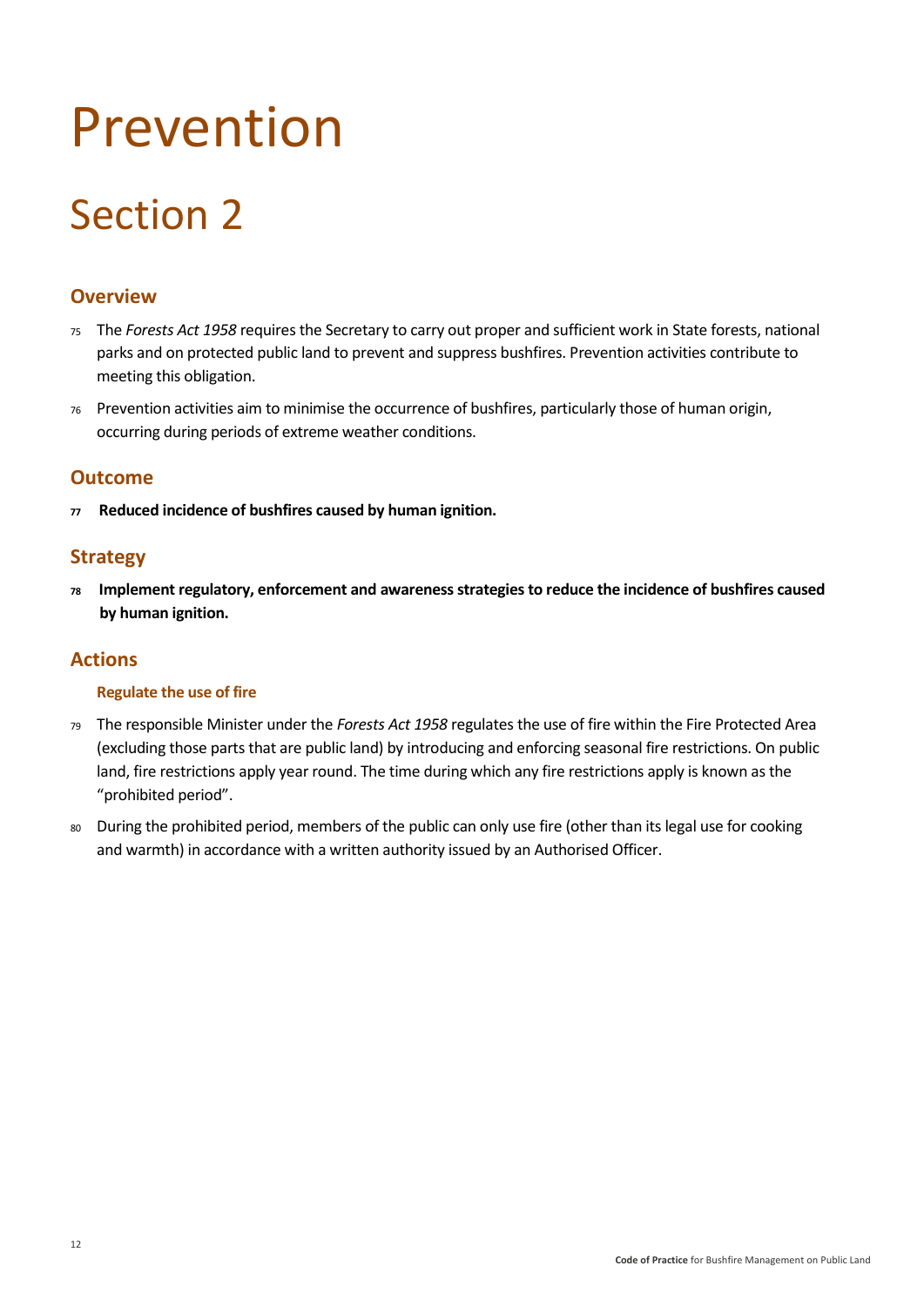# Prevention

# Section 2

## Overview

75 The *Forests Act 1958* requires the Secretary to carry out proper and sufficient work in State forests, national parks and on protected public land to prevent and suppress bushfires. Prevention activities contribute to meeting this obligation.

76 Prevention activities aim to minimise the occurrence of bushfires, particularly those of human origin, occurring during periods of extreme weather conditions.

## Outcome

**77 Reduced incidence of bushfires caused by human ignition.**

## Strategy

**78 Implement regulatory, enforcement and awareness strategies to reduce the incidence of bushfires caused by human ignition.**

## Actions

### Regulate the use of fire

79 The responsible Minister under the *Forests Act 1958* regulates the use of fire within the Fire Protected Area (excluding those parts that are public land) by introducing and enforcing seasonal fire restrictions. On public land, fire restrictions apply year round. The time during which any fire restrictions apply is known as the "prohibited period".

80 During the prohibited period, members of the public can only use fire (other than its legal use for cooking and warmth) in accordance with a written authority issued by an Authorised Officer.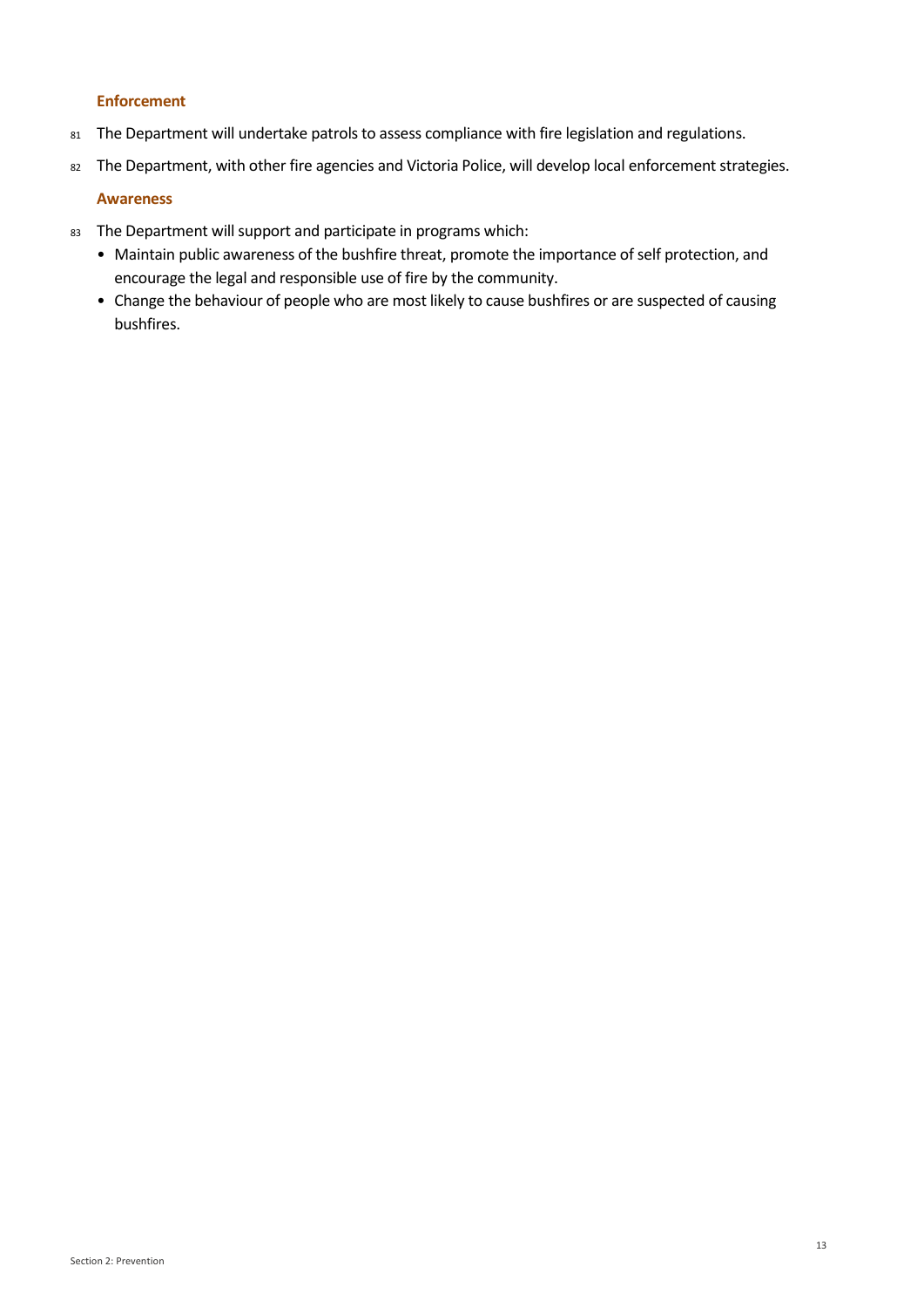### Enforcement

81 The Department will undertake patrols to assess compliance with fire legislation and regulations.

82 The Department, with other fire agencies and Victoria Police, will develop local enforcement strategies.

### Awareness

83 The Department will support and participate in programs which:

- Maintain public awareness of the bushfire threat, promote the importance of self protection, and encourage the legal and responsible use of fire by the community.
- Change the behaviour of people who are most likely to cause bushfires or are suspected of causing bushfires.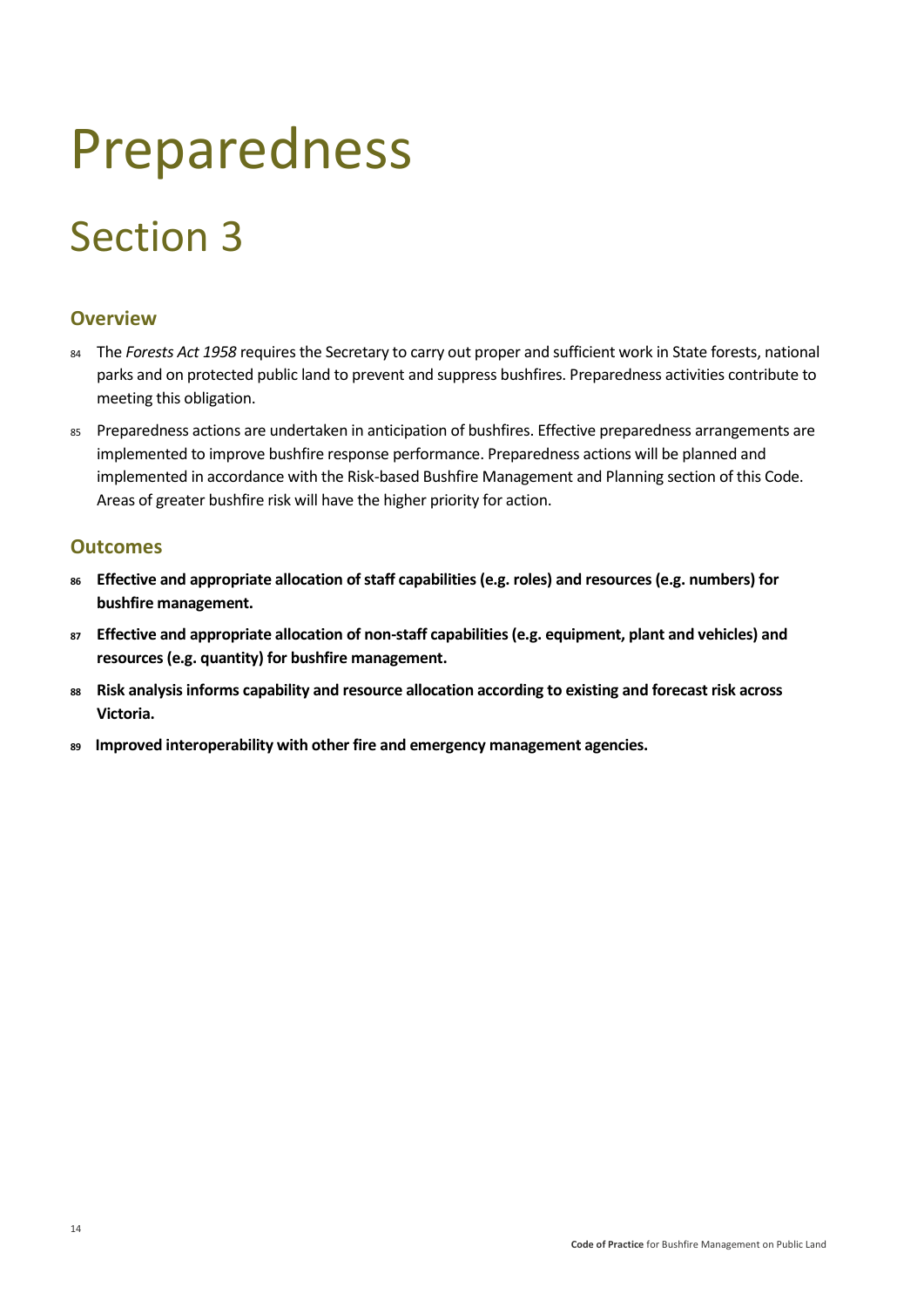# Preparedness

# Section 3

## Overview

84 The *Forests Act 1958* requires the Secretary to carry out proper and sufficient work in State forests, national parks and on protected public land to prevent and suppress bushfires. Preparedness activities contribute to meeting this obligation.

85 Preparedness actions are undertaken in anticipation of bushfires. Effective preparedness arrangements are implemented to improve bushfire response performance. Preparedness actions will be planned and implemented in accordance with the Risk-based Bushfire Management and Planning section of this Code. Areas of greater bushfire risk will have the higher priority for action.

## Outcomes

**86 Effective and appropriate allocation of staff capabilities (e.g. roles) and resources (e.g. numbers) for bushfire management.**

**87 Effective and appropriate allocation of non-staff capabilities (e.g. equipment, plant and vehicles) and resources (e.g. quantity) for bushfire management.**

**88 Risk analysis informs capability and resource allocation according to existing and forecast risk across Victoria.**

**89 Improved interoperability with other fire and emergency management agencies.**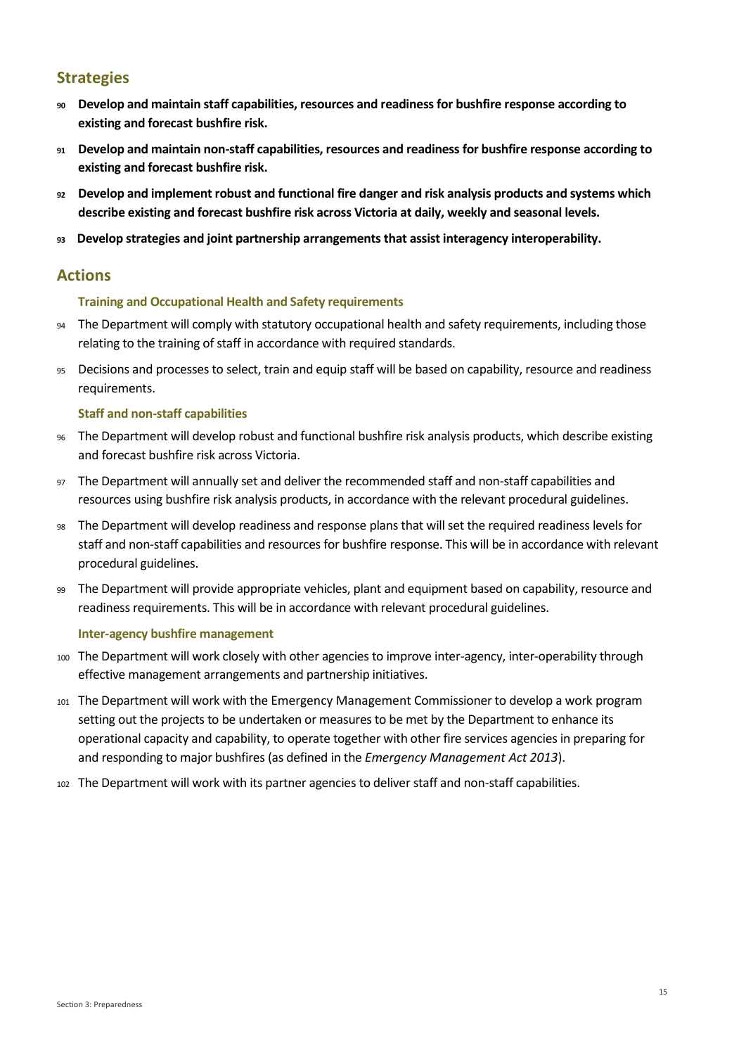## Strategies

90 **Develop and maintain staff capabilities, resources and readiness for bushfire response according to existing and forecast bushfire risk.**

91 **Develop and maintain non-staff capabilities, resources and readiness for bushfire response according to existing and forecast bushfire risk.**

92 **Develop and implement robust and functional fire danger and risk analysis products and systems which describe existing and forecast bushfire risk across Victoria at daily, weekly and seasonal levels.**

93 **Develop strategies and joint partnership arrangements that assist interagency interoperability.**

## Actions

### Training and Occupational Health and Safety requirements

94 The Department will comply with statutory occupational health and safety requirements, including those relating to the training of staff in accordance with required standards.

95 Decisions and processes to select, train and equip staff will be based on capability, resource and readiness requirements.

### Staff and non-staff capabilities

96 The Department will develop robust and functional bushfire risk analysis products, which describe existing and forecast bushfire risk across Victoria.

97 The Department will annually set and deliver the recommended staff and non-staff capabilities and resources using bushfire risk analysis products, in accordance with the relevant procedural guidelines.

98 The Department will develop readiness and response plans that will set the required readiness levels for staff and non-staff capabilities and resources for bushfire response. This will be in accordance with relevant procedural guidelines.

99 The Department will provide appropriate vehicles, plant and equipment based on capability, resource and readiness requirements. This will be in accordance with relevant procedural guidelines.

### Inter-agency bushfire management

100 The Department will work closely with other agencies to improve inter-agency, inter-operability through effective management arrangements and partnership initiatives.

101 The Department will work with the Emergency Management Commissioner to develop a work program setting out the projects to be undertaken or measures to be met by the Department to enhance its operational capacity and capability, to operate together with other fire services agencies in preparing for and responding to major bushfires (as defined in the *Emergency Management Act 2013*).

102 The Department will work with its partner agencies to deliver staff and non-staff capabilities.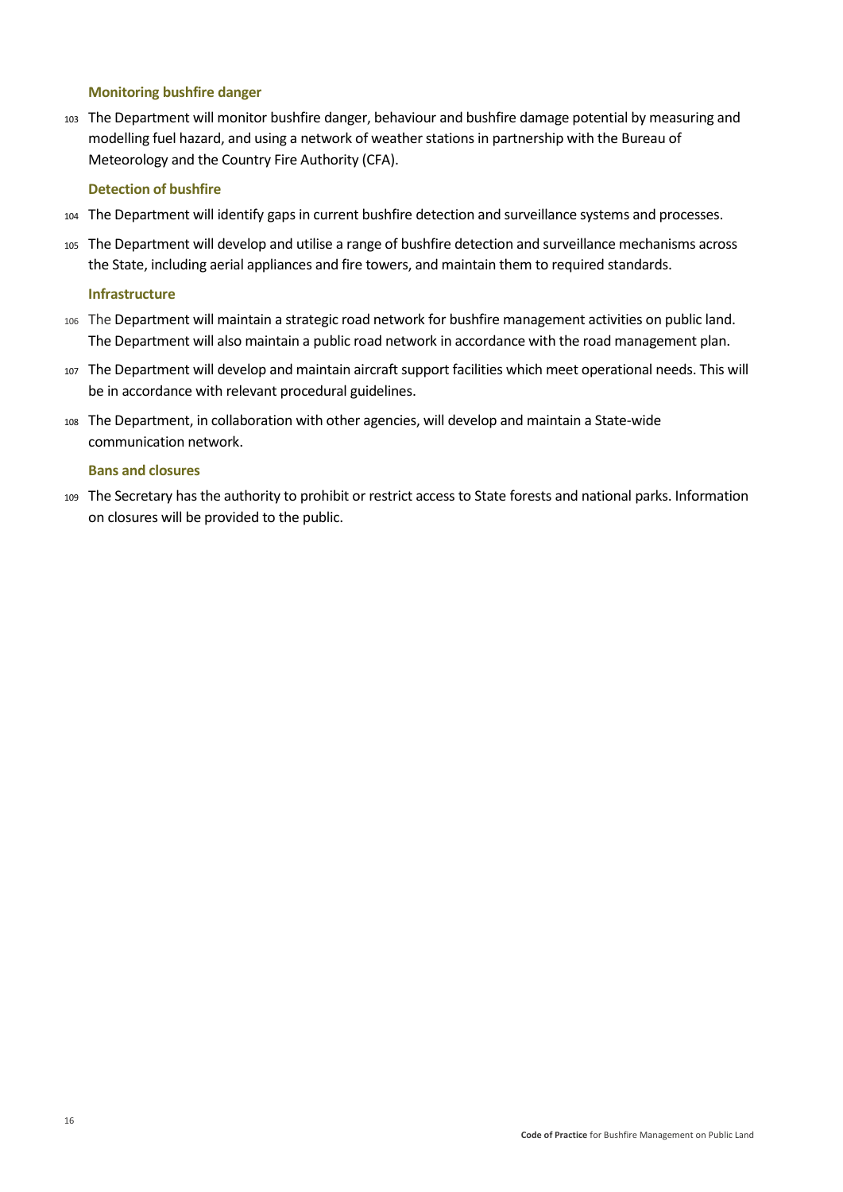### Monitoring bushfire danger

103 The Department will monitor bushfire danger, behaviour and bushfire damage potential by measuring and modelling fuel hazard, and using a network of weather stations in partnership with the Bureau of Meteorology and the Country Fire Authority (CFA).

### Detection of bushfire

104 The Department will identify gaps in current bushfire detection and surveillance systems and processes.

105 The Department will develop and utilise a range of bushfire detection and surveillance mechanisms across the State, including aerial appliances and fire towers, and maintain them to required standards.

### Infrastructure

106 The Department will maintain a strategic road network for bushfire management activities on public land. The Department will also maintain a public road network in accordance with the road management plan.

107 The Department will develop and maintain aircraft support facilities which meet operational needs. This will be in accordance with relevant procedural guidelines.

108 The Department, in collaboration with other agencies, will develop and maintain a State-wide communication network.

### Bans and closures

109 The Secretary has the authority to prohibit or restrict access to State forests and national parks. Information on closures will be provided to the public.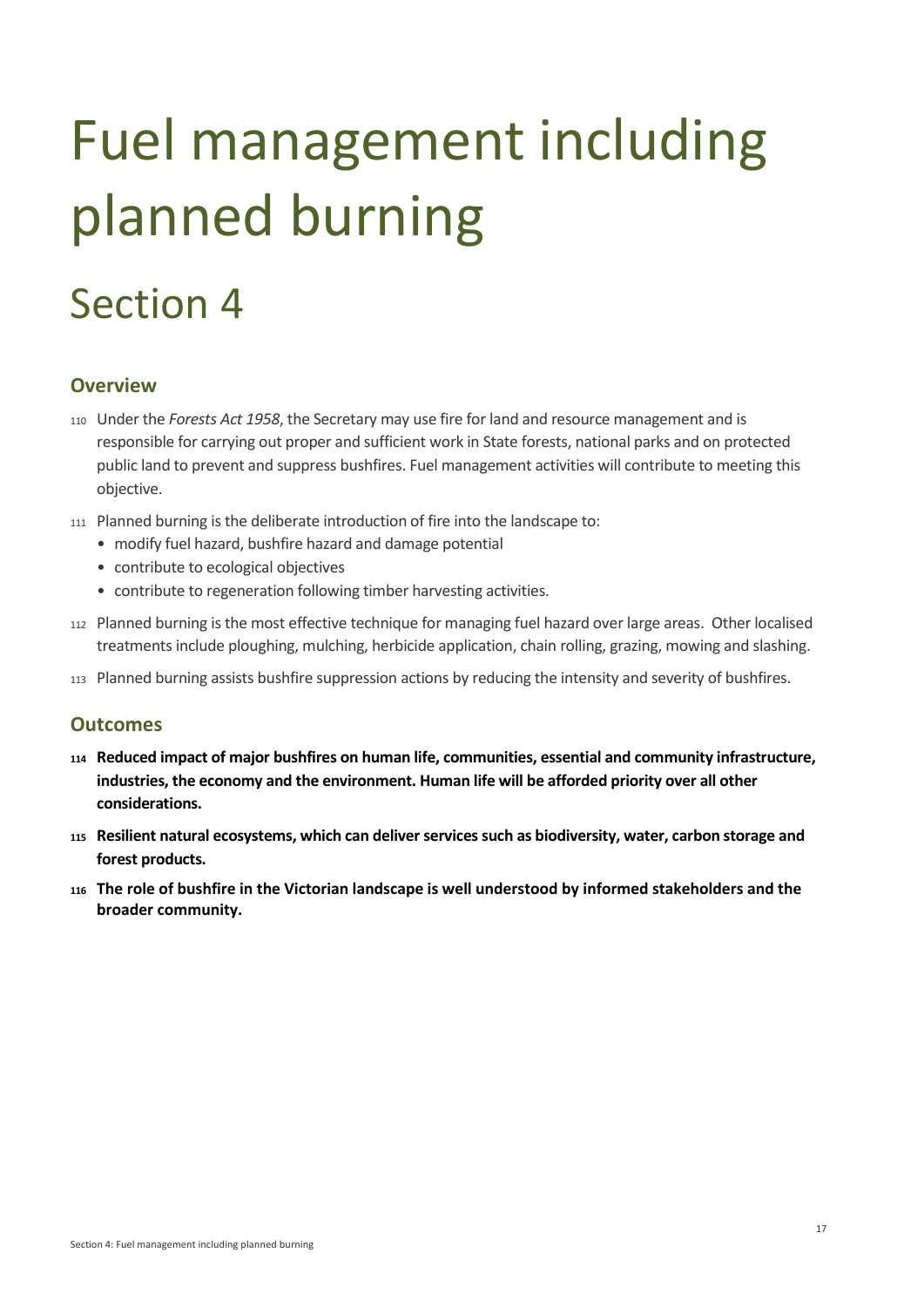# Fuel management including planned burning

# Section 4

## Overview

110 Under the *Forests Act 1958*, the Secretary may use fire for land and resource management and is responsible for carrying out proper and sufficient work in State forests, national parks and on protected public land to prevent and suppress bushfires. Fuel management activities will contribute to meeting this objective.

111 Planned burning is the deliberate introduction of fire into the landscape to:

- modify fuel hazard, bushfire hazard and damage potential
- contribute to ecological objectives
- contribute to regeneration following timber harvesting activities.

112 Planned burning is the most effective technique for managing fuel hazard over large areas. Other localised treatments include ploughing, mulching, herbicide application, chain rolling, grazing, mowing and slashing.

113 Planned burning assists bushfire suppression actions by reducing the intensity and severity of bushfires.

## Outcomes

**114 Reduced impact of major bushfires on human life, communities, essential and community infrastructure, industries, the economy and the environment. Human life will be afforded priority over all other considerations.**

**115 Resilient natural ecosystems, which can deliver services such as biodiversity, water, carbon storage and forest products.**

**116 The role of bushfire in the Victorian landscape is well understood by informed stakeholders and the broader community.**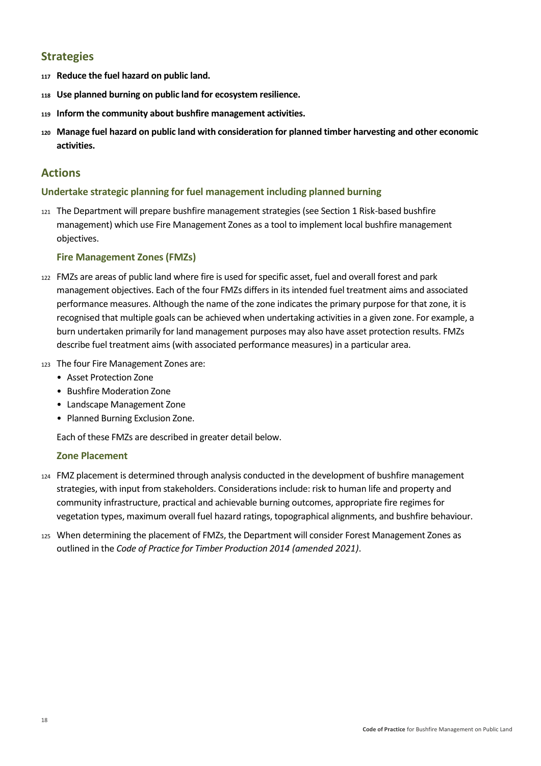## Strategies

**117 Reduce the fuel hazard on public land.**

**118 Use planned burning on public land for ecosystem resilience.**

**119 Inform the community about bushfire management activities.**

**120 Manage fuel hazard on public land with consideration for planned timber harvesting and other economic activities.**

## Actions

### Undertake strategic planning for fuel management including planned burning

121 The Department will prepare bushfire management strategies (see Section 1 Risk-based bushfire management) which use Fire Management Zones as a tool to implement local bushfire management objectives.

#### Fire Management Zones (FMZs)

122 FMZs are areas of public land where fire is used for specific asset, fuel and overall forest and park management objectives. Each of the four FMZs differs in its intended fuel treatment aims and associated performance measures. Although the name of the zone indicates the primary purpose for that zone, it is recognised that multiple goals can be achieved when undertaking activities in a given zone. For example, a burn undertaken primarily for land management purposes may also have asset protection results. FMZs describe fuel treatment aims (with associated performance measures) in a particular area.

123 The four Fire Management Zones are:

- Asset Protection Zone
- Bushfire Moderation Zone
- Landscape Management Zone
- Planned Burning Exclusion Zone.

Each of these FMZs are described in greater detail below.

#### Zone Placement

124 FMZ placement is determined through analysis conducted in the development of bushfire management strategies, with input from stakeholders. Considerations include: risk to human life and property and community infrastructure, practical and achievable burning outcomes, appropriate fire regimes for vegetation types, maximum overall fuel hazard ratings, topographical alignments, and bushfire behaviour.

125 When determining the placement of FMZs, the Department will consider Forest Management Zones as outlined in the *Code of Practice for Timber Production 2014 (amended 2021)*.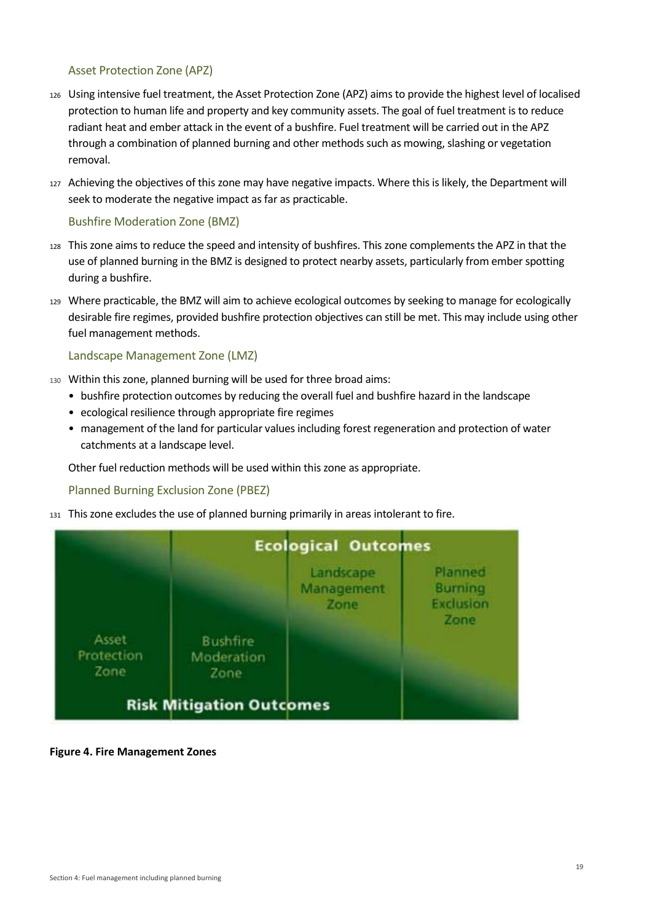### Asset Protection Zone (APZ)

126 Using intensive fuel treatment, the Asset Protection Zone (APZ) aims to provide the highest level of localised protection to human life and property and key community assets. The goal of fuel treatment is to reduce radiant heat and ember attack in the event of a bushfire. Fuel treatment will be carried out in the APZ through a combination of planned burning and other methods such as mowing, slashing or vegetation removal.

127 Achieving the objectives of this zone may have negative impacts. Where this is likely, the Department will seek to moderate the negative impact as far as practicable.

### Bushfire Moderation Zone (BMZ)

128 This zone aims to reduce the speed and intensity of bushfires. This zone complements the APZ in that the use of planned burning in the BMZ is designed to protect nearby assets, particularly from ember spotting during a bushfire.

129 Where practicable, the BMZ will aim to achieve ecological outcomes by seeking to manage for ecologically desirable fire regimes, provided bushfire protection objectives can still be met. This may include using other fuel management methods.

### Landscape Management Zone (LMZ)

130 Within this zone, planned burning will be used for three broad aims:

- bushfire protection outcomes by reducing the overall fuel and bushfire hazard in the landscape
- ecological resilience through appropriate fire regimes
- management of the land for particular values including forest regeneration and protection of water catchments at a landscape level.

Other fuel reduction methods will be used within this zone as appropriate.

### Planned Burning Exclusion Zone (PBEZ)

131 This zone excludes the use of planned burning primarily in areas intolerant to fire.

**Figure 4. Fire Management Zones**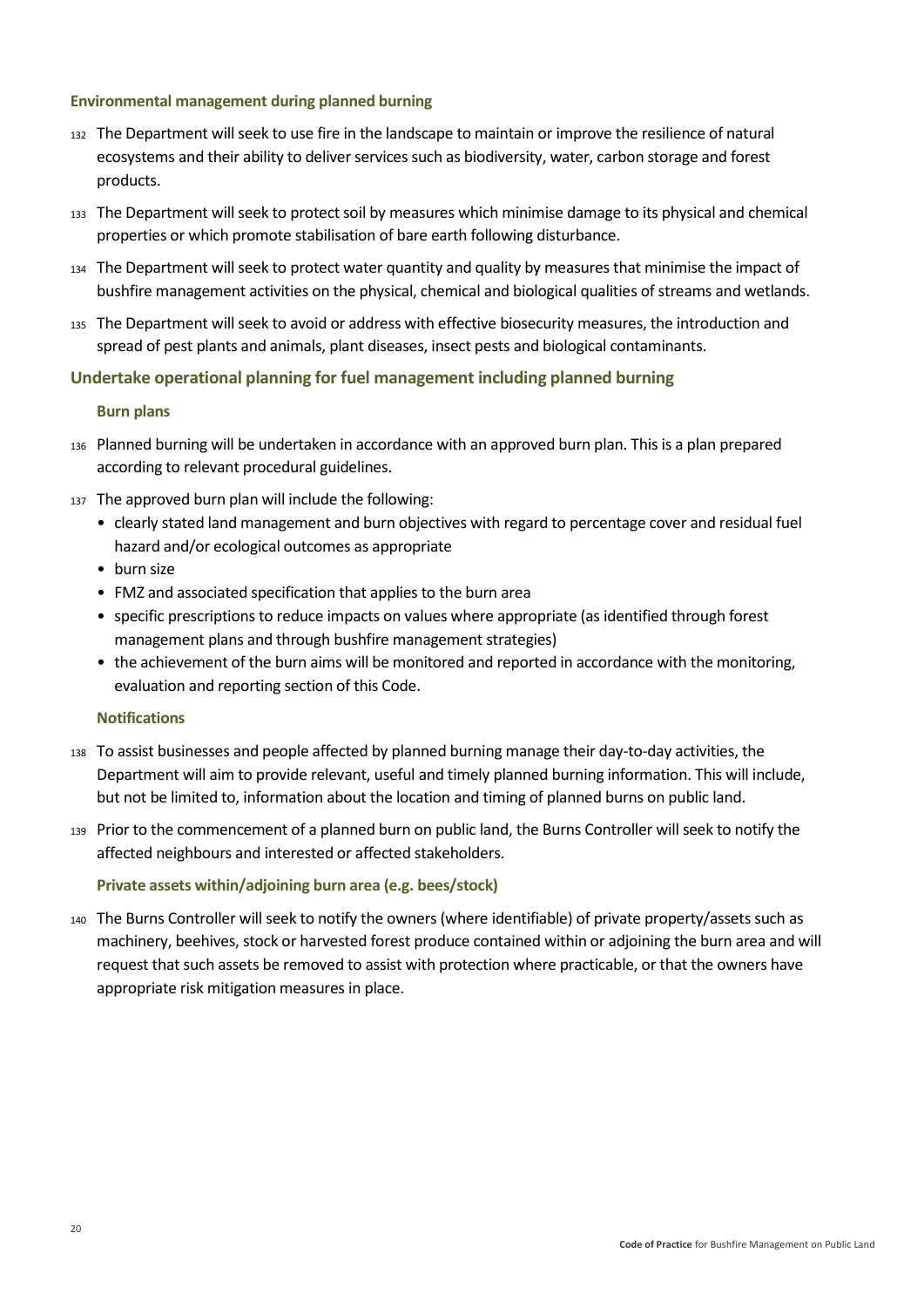### Environmental management during planned burning

132 The Department will seek to use fire in the landscape to maintain or improve the resilience of natural ecosystems and their ability to deliver services such as biodiversity, water, carbon storage and forest products.

133 The Department will seek to protect soil by measures which minimise damage to its physical and chemical properties or which promote stabilisation of bare earth following disturbance.

134 The Department will seek to protect water quantity and quality by measures that minimise the impact of bushfire management activities on the physical, chemical and biological qualities of streams and wetlands.

135 The Department will seek to avoid or address with effective biosecurity measures, the introduction and spread of pest plants and animals, plant diseases, insect pests and biological contaminants.

## Undertake operational planning for fuel management including planned burning

### Burn plans

136 Planned burning will be undertaken in accordance with an approved burn plan. This is a plan prepared according to relevant procedural guidelines.

137 The approved burn plan will include the following:

- clearly stated land management and burn objectives with regard to percentage cover and residual fuel hazard and/or ecological outcomes as appropriate
- burn size
- FMZ and associated specification that applies to the burn area
- specific prescriptions to reduce impacts on values where appropriate (as identified through forest management plans and through bushfire management strategies)
- the achievement of the burn aims will be monitored and reported in accordance with the monitoring, evaluation and reporting section of this Code.

### Notifications

138 To assist businesses and people affected by planned burning manage their day-to-day activities, the Department will aim to provide relevant, useful and timely planned burning information. This will include, but not be limited to, information about the location and timing of planned burns on public land.

139 Prior to the commencement of a planned burn on public land, the Burns Controller will seek to notify the affected neighbours and interested or affected stakeholders.

### Private assets within/adjoining burn area (e.g. bees/stock)

140 The Burns Controller will seek to notify the owners (where identifiable) of private property/assets such as machinery, beehives, stock or harvested forest produce contained within or adjoining the burn area and will request that such assets be removed to assist with protection where practicable, or that the owners have appropriate risk mitigation measures in place.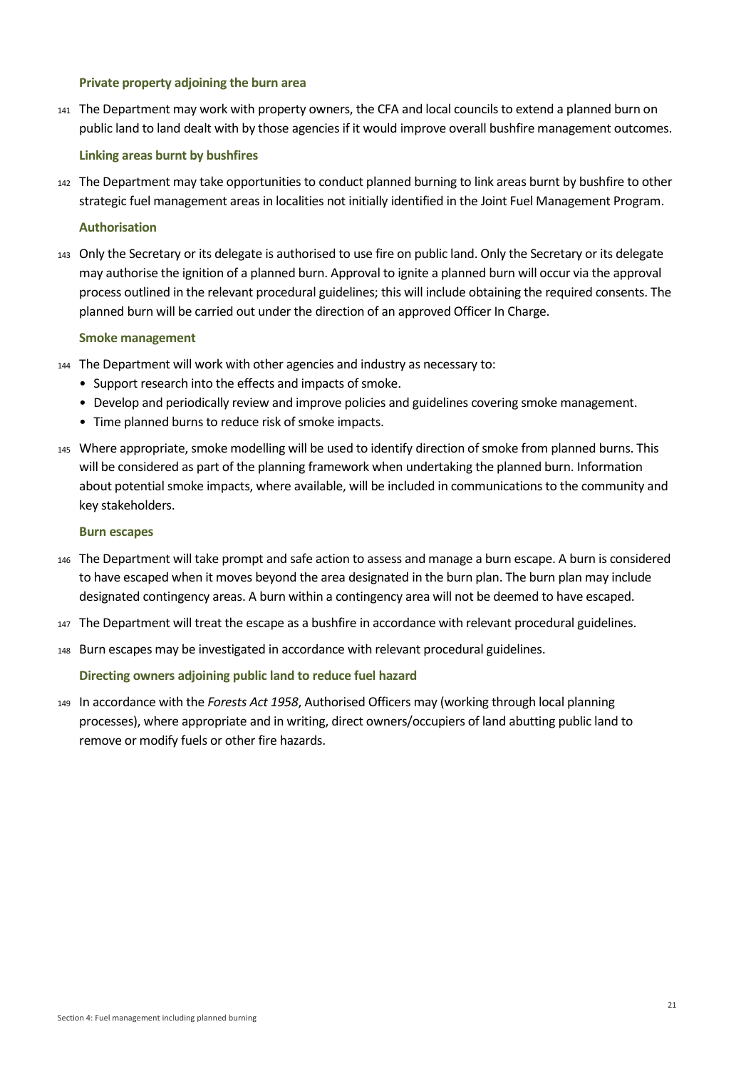### Private property adjoining the burn area

141 The Department may work with property owners, the CFA and local councils to extend a planned burn on public land to land dealt with by those agencies if it would improve overall bushfire management outcomes.

### Linking areas burnt by bushfires

142 The Department may take opportunities to conduct planned burning to link areas burnt by bushfire to other strategic fuel management areas in localities not initially identified in the Joint Fuel Management Program.

### Authorisation

143 Only the Secretary or its delegate is authorised to use fire on public land. Only the Secretary or its delegate may authorise the ignition of a planned burn. Approval to ignite a planned burn will occur via the approval process outlined in the relevant procedural guidelines; this will include obtaining the required consents. The planned burn will be carried out under the direction of an approved Officer In Charge.

### Smoke management

144 The Department will work with other agencies and industry as necessary to:

- Support research into the effects and impacts of smoke.
- Develop and periodically review and improve policies and guidelines covering smoke management.
- Time planned burns to reduce risk of smoke impacts.

145 Where appropriate, smoke modelling will be used to identify direction of smoke from planned burns. This will be considered as part of the planning framework when undertaking the planned burn. Information about potential smoke impacts, where available, will be included in communications to the community and key stakeholders.

### Burn escapes

146 The Department will take prompt and safe action to assess and manage a burn escape. A burn is considered to have escaped when it moves beyond the area designated in the burn plan. The burn plan may include designated contingency areas. A burn within a contingency area will not be deemed to have escaped.

147 The Department will treat the escape as a bushfire in accordance with relevant procedural guidelines.

148 Burn escapes may be investigated in accordance with relevant procedural guidelines.

### Directing owners adjoining public land to reduce fuel hazard

149 In accordance with the *Forests Act 1958*, Authorised Officers may (working through local planning processes), where appropriate and in writing, direct owners/occupiers of land abutting public land to remove or modify fuels or other fire hazards.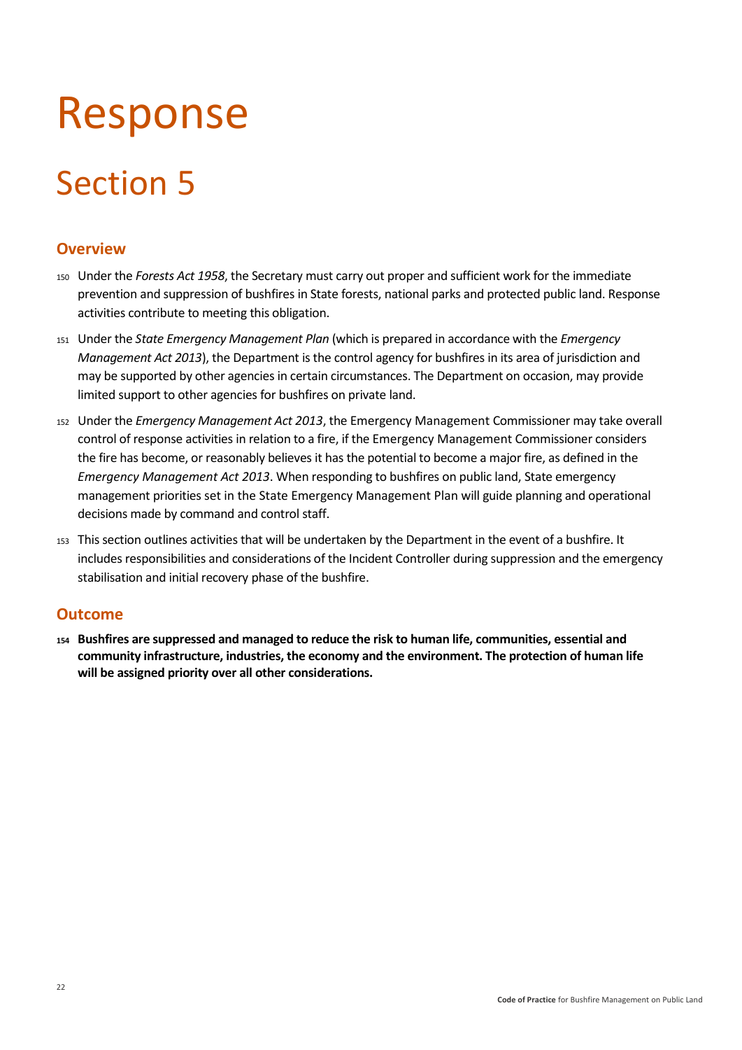# Response

## Section 5

### Overview

150 Under the *Forests Act 1958*, the Secretary must carry out proper and sufficient work for the immediate prevention and suppression of bushfires in State forests, national parks and protected public land. Response activities contribute to meeting this obligation.

151 Under the *State Emergency Management Plan* (which is prepared in accordance with the *Emergency Management Act 2013*), the Department is the control agency for bushfires in its area of jurisdiction and may be supported by other agencies in certain circumstances. The Department on occasion, may provide limited support to other agencies for bushfires on private land.

152 Under the *Emergency Management Act 2013*, the Emergency Management Commissioner may take overall control of response activities in relation to a fire, if the Emergency Management Commissioner considers the fire has become, or reasonably believes it has the potential to become a major fire, as defined in the *Emergency Management Act 2013*. When responding to bushfires on public land, State emergency management priorities set in the State Emergency Management Plan will guide planning and operational decisions made by command and control staff.

153 This section outlines activities that will be undertaken by the Department in the event of a bushfire. It includes responsibilities and considerations of the Incident Controller during suppression and the emergency stabilisation and initial recovery phase of the bushfire.

### Outcome

**154 Bushfires are suppressed and managed to reduce the risk to human life, communities, essential and community infrastructure, industries, the economy and the environment. The protection of human life will be assigned priority over all other considerations.**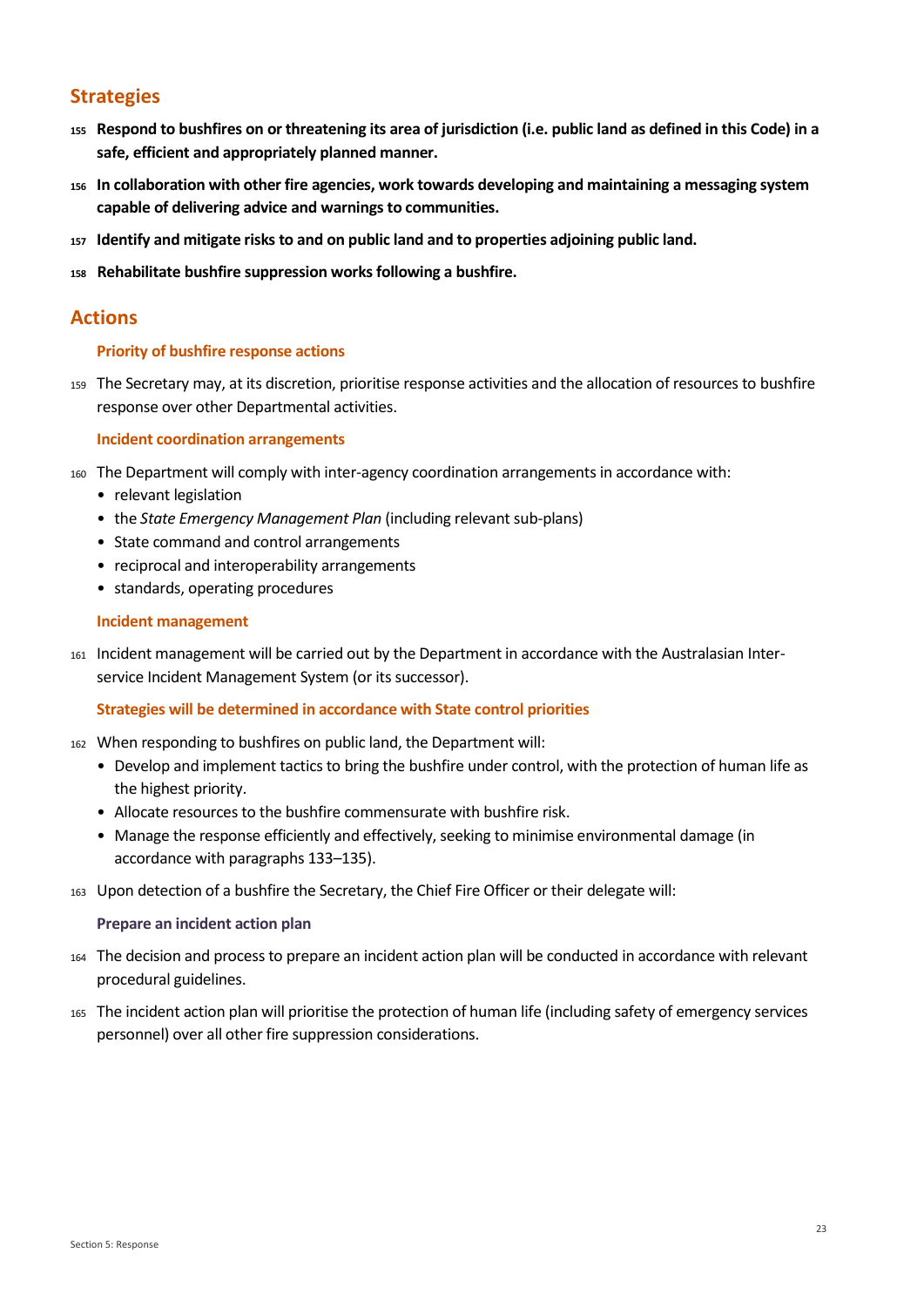## Strategies

155 **Respond to bushfires on or threatening its area of jurisdiction (i.e. public land as defined in this Code) in a safe, efficient and appropriately planned manner.**

156 **In collaboration with other fire agencies, work towards developing and maintaining a messaging system capable of delivering advice and warnings to communities.**

157 **Identify and mitigate risks to and on public land and to properties adjoining public land.**

158 **Rehabilitate bushfire suppression works following a bushfire.**

## Actions

### Priority of bushfire response actions

159 The Secretary may, at its discretion, prioritise response activities and the allocation of resources to bushfire response over other Departmental activities.

### Incident coordination arrangements

160 The Department will comply with inter-agency coordination arrangements in accordance with:

- relevant legislation
- the *State Emergency Management Plan* (including relevant sub-plans)
- State command and control arrangements
- reciprocal and interoperability arrangements
- standards, operating procedures

### Incident management

161 Incident management will be carried out by the Department in accordance with the Australasian Inter-service Incident Management System (or its successor).

### Strategies will be determined in accordance with State control priorities

162 When responding to bushfires on public land, the Department will:

- Develop and implement tactics to bring the bushfire under control, with the protection of human life as the highest priority.
- Allocate resources to the bushfire commensurate with bushfire risk.
- Manage the response efficiently and effectively, seeking to minimise environmental damage (in accordance with paragraphs 133–135).

163 Upon detection of a bushfire the Secretary, the Chief Fire Officer or their delegate will:

#### Prepare an incident action plan

164 The decision and process to prepare an incident action plan will be conducted in accordance with relevant procedural guidelines.

165 The incident action plan will prioritise the protection of human life (including safety of emergency services personnel) over all other fire suppression considerations.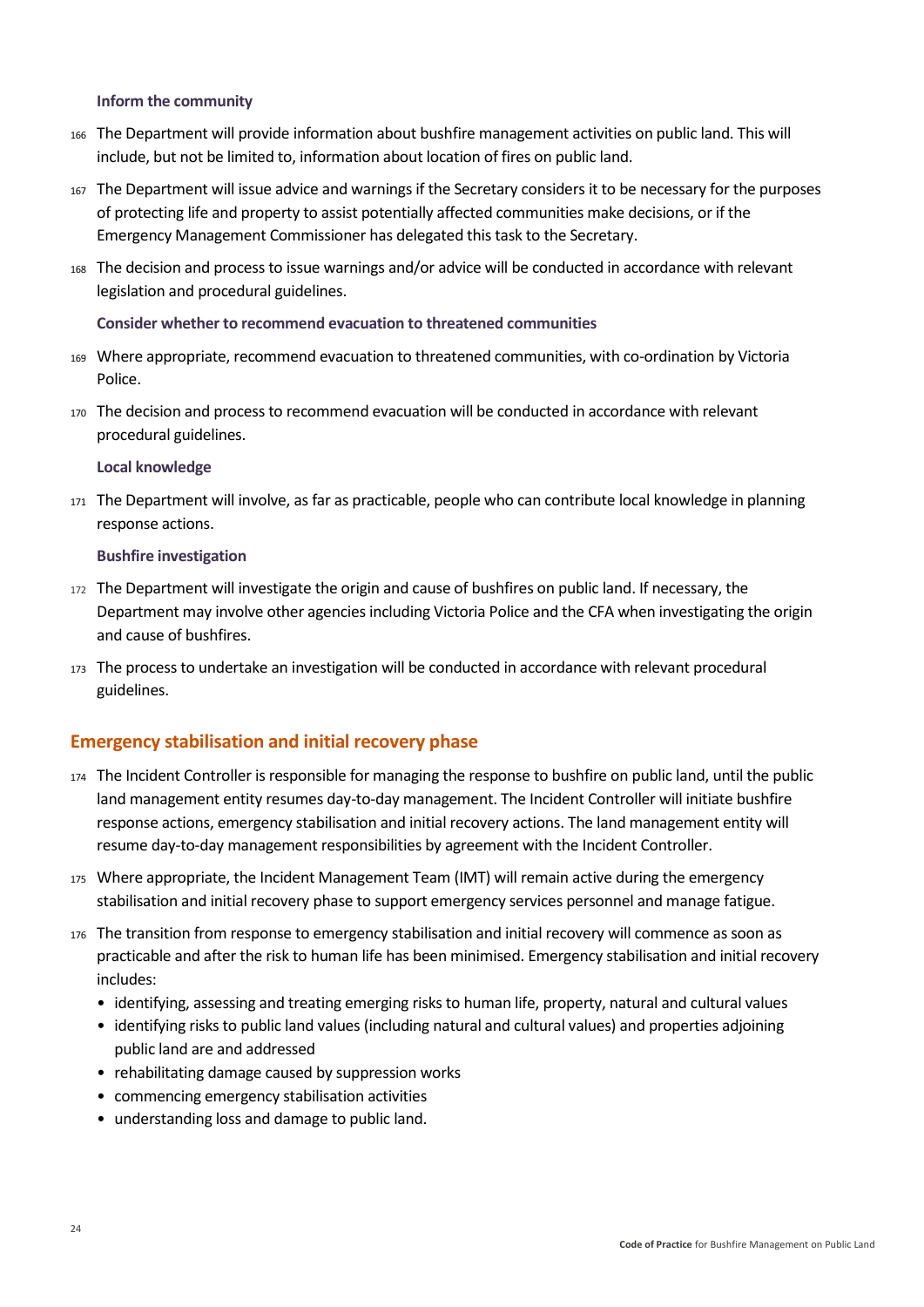#### Inform the community

166 The Department will provide information about bushfire management activities on public land. This will include, but not be limited to, information about location of fires on public land.

167 The Department will issue advice and warnings if the Secretary considers it to be necessary for the purposes of protecting life and property to assist potentially affected communities make decisions, or if the Emergency Management Commissioner has delegated this task to the Secretary.

168 The decision and process to issue warnings and/or advice will be conducted in accordance with relevant legislation and procedural guidelines.

#### Consider whether to recommend evacuation to threatened communities

169 Where appropriate, recommend evacuation to threatened communities, with co-ordination by Victoria Police.

170 The decision and process to recommend evacuation will be conducted in accordance with relevant procedural guidelines.

#### Local knowledge

171 The Department will involve, as far as practicable, people who can contribute local knowledge in planning response actions.

#### Bushfire investigation

172 The Department will investigate the origin and cause of bushfires on public land. If necessary, the Department may involve other agencies including Victoria Police and the CFA when investigating the origin and cause of bushfires.

173 The process to undertake an investigation will be conducted in accordance with relevant procedural guidelines.

## Emergency stabilisation and initial recovery phase

174 The Incident Controller is responsible for managing the response to bushfire on public land, until the public land management entity resumes day-to-day management. The Incident Controller will initiate bushfire response actions, emergency stabilisation and initial recovery actions. The land management entity will resume day-to-day management responsibilities by agreement with the Incident Controller.

175 Where appropriate, the Incident Management Team (IMT) will remain active during the emergency stabilisation and initial recovery phase to support emergency services personnel and manage fatigue.

176 The transition from response to emergency stabilisation and initial recovery will commence as soon as practicable and after the risk to human life has been minimised. Emergency stabilisation and initial recovery includes:

- identifying, assessing and treating emerging risks to human life, property, natural and cultural values
- identifying risks to public land values (including natural and cultural values) and properties adjoining public land are and addressed
- rehabilitating damage caused by suppression works
- commencing emergency stabilisation activities
- understanding loss and damage to public land.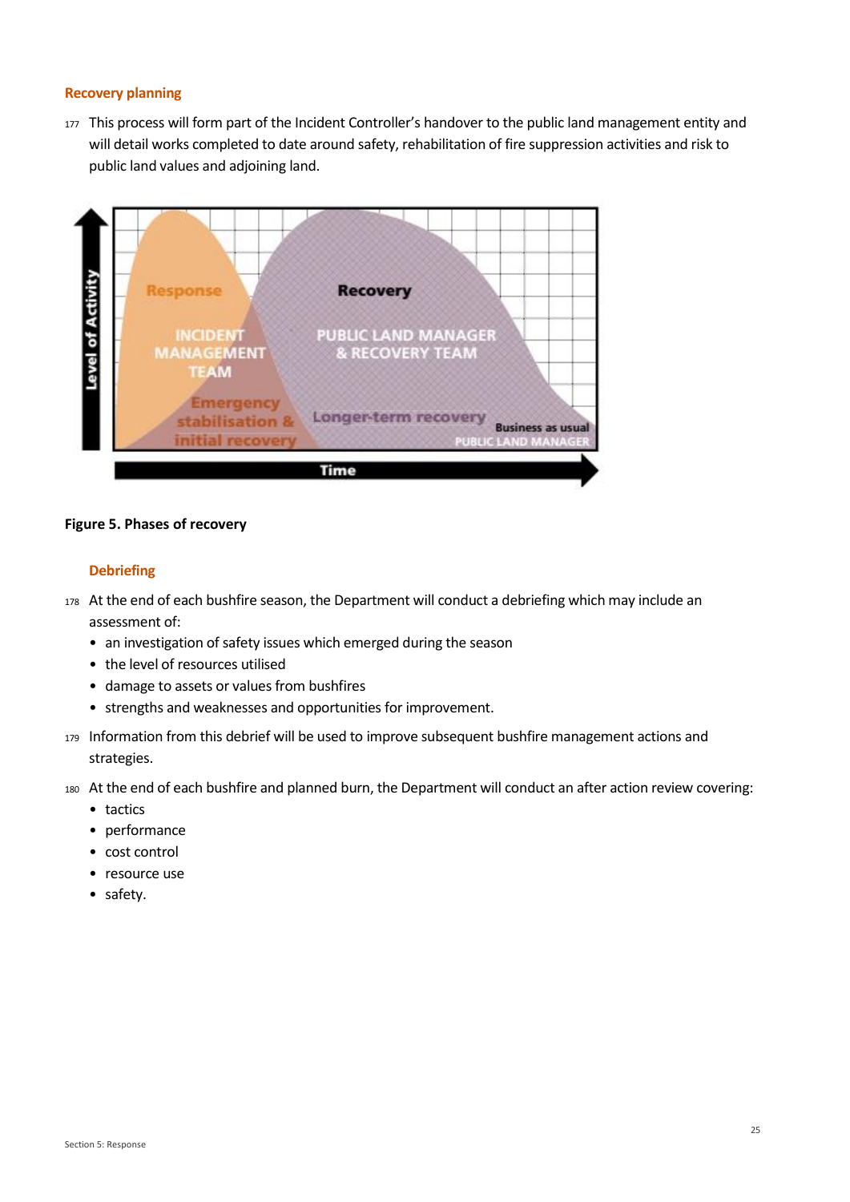### Recovery planning

177 This process will form part of the Incident Controller's handover to the public land management entity and will detail works completed to date around safety, rehabilitation of fire suppression activities and risk to public land values and adjoining land.

**Figure 5. Phases of recovery**

### Debriefing

178 At the end of each bushfire season, the Department will conduct a debriefing which may include an assessment of:

- an investigation of safety issues which emerged during the season
- the level of resources utilised
- damage to assets or values from bushfires
- strengths and weaknesses and opportunities for improvement.

179 Information from this debrief will be used to improve subsequent bushfire management actions and strategies.

180 At the end of each bushfire and planned burn, the Department will conduct an after action review covering:

- tactics
- performance
- cost control
- resource use
- safety.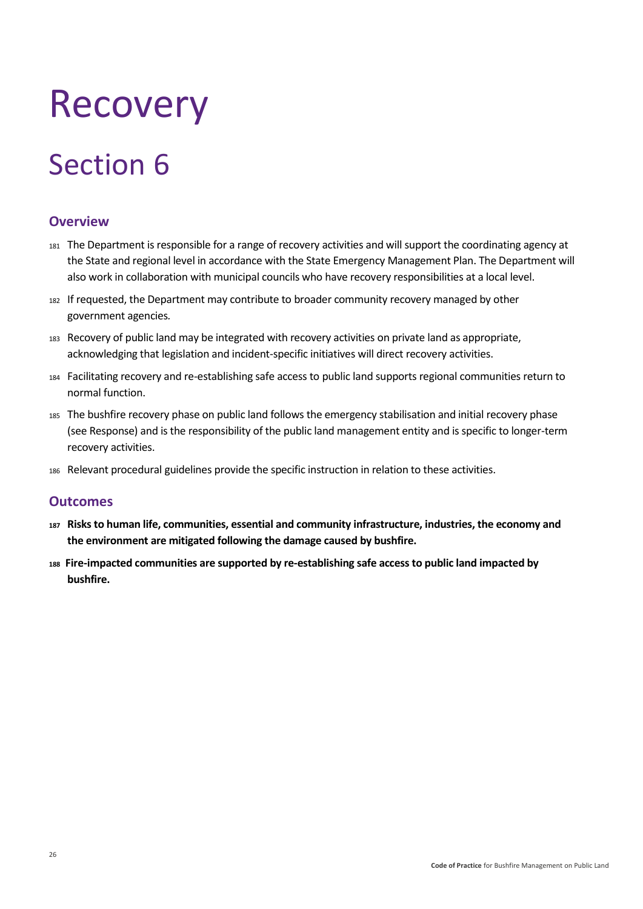# Recovery

# Section 6

## Overview

181 The Department is responsible for a range of recovery activities and will support the coordinating agency at the State and regional level in accordance with the State Emergency Management Plan. The Department will also work in collaboration with municipal councils who have recovery responsibilities at a local level.

182 If requested, the Department may contribute to broader community recovery managed by other government agencies.

183 Recovery of public land may be integrated with recovery activities on private land as appropriate, acknowledging that legislation and incident-specific initiatives will direct recovery activities.

184 Facilitating recovery and re-establishing safe access to public land supports regional communities return to normal function.

185 The bushfire recovery phase on public land follows the emergency stabilisation and initial recovery phase (see Response) and is the responsibility of the public land management entity and is specific to longer-term recovery activities.

186 Relevant procedural guidelines provide the specific instruction in relation to these activities.

## Outcomes

**187 Risks to human life, communities, essential and community infrastructure, industries, the economy and the environment are mitigated following the damage caused by bushfire.**

**188 Fire-impacted communities are supported by re-establishing safe access to public land impacted by bushfire.**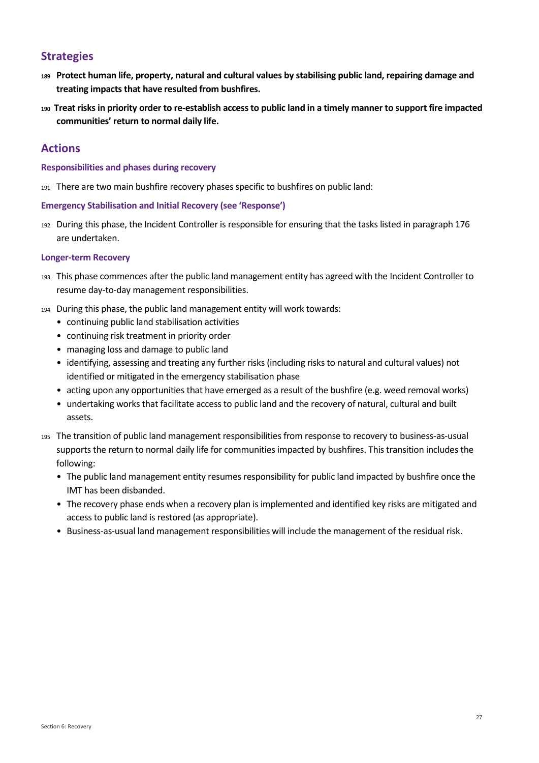## Strategies

189 **Protect human life, property, natural and cultural values by stabilising public land, repairing damage and treating impacts that have resulted from bushfires.**

190 **Treat risks in priority order to re-establish access to public land in a timely manner to support fire impacted communities' return to normal daily life.**

## Actions

### Responsibilities and phases during recovery

191 There are two main bushfire recovery phases specific to bushfires on public land:

### Emergency Stabilisation and Initial Recovery (see 'Response')

192 During this phase, the Incident Controller is responsible for ensuring that the tasks listed in paragraph 176 are undertaken.

### Longer-term Recovery

193 This phase commences after the public land management entity has agreed with the Incident Controller to resume day-to-day management responsibilities.

194 During this phase, the public land management entity will work towards:

- continuing public land stabilisation activities
- continuing risk treatment in priority order
- managing loss and damage to public land
- identifying, assessing and treating any further risks (including risks to natural and cultural values) not identified or mitigated in the emergency stabilisation phase
- acting upon any opportunities that have emerged as a result of the bushfire (e.g. weed removal works)
- undertaking works that facilitate access to public land and the recovery of natural, cultural and built assets.

195 The transition of public land management responsibilities from response to recovery to business-as-usual supports the return to normal daily life for communities impacted by bushfires. This transition includes the following:

- The public land management entity resumes responsibility for public land impacted by bushfire once the IMT has been disbanded.
- The recovery phase ends when a recovery plan is implemented and identified key risks are mitigated and access to public land is restored (as appropriate).
- Business-as-usual land management responsibilities will include the management of the residual risk.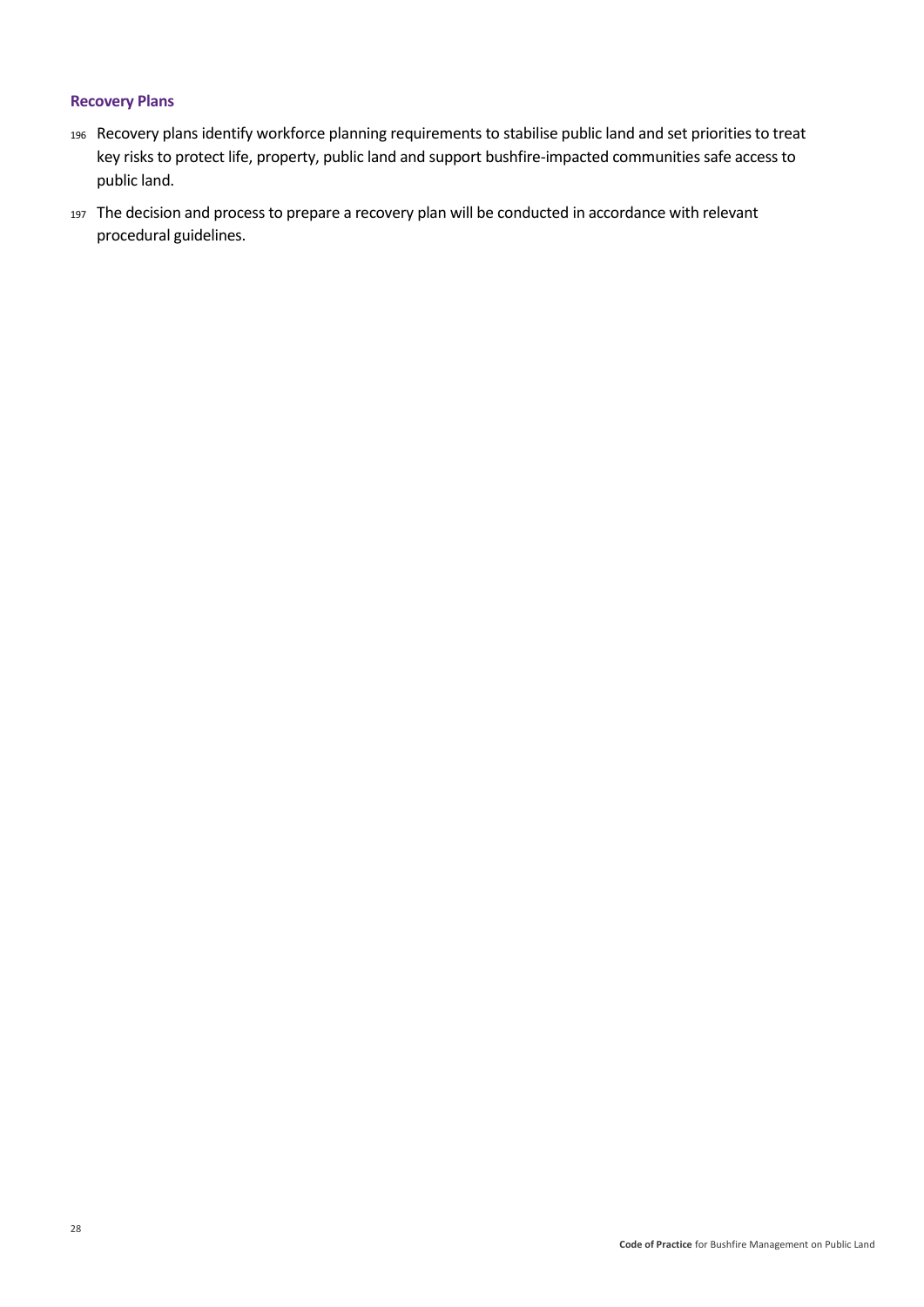### Recovery Plans

196 Recovery plans identify workforce planning requirements to stabilise public land and set priorities to treat key risks to protect life, property, public land and support bushfire-impacted communities safe access to public land.

197 The decision and process to prepare a recovery plan will be conducted in accordance with relevant procedural guidelines.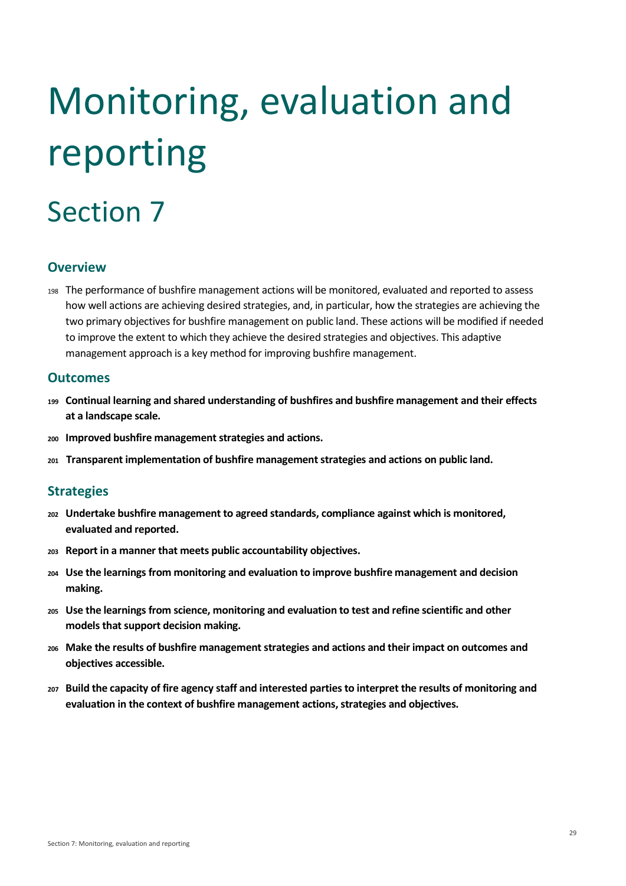# Monitoring, evaluation and reporting

# Section 7

## Overview

198 The performance of bushfire management actions will be monitored, evaluated and reported to assess how well actions are achieving desired strategies, and, in particular, how the strategies are achieving the two primary objectives for bushfire management on public land. These actions will be modified if needed to improve the extent to which they achieve the desired strategies and objectives. This adaptive management approach is a key method for improving bushfire management.

## Outcomes

**199 Continual learning and shared understanding of bushfires and bushfire management and their effects at a landscape scale.**

**200 Improved bushfire management strategies and actions.**

**201 Transparent implementation of bushfire management strategies and actions on public land.**

## Strategies

**202 Undertake bushfire management to agreed standards, compliance against which is monitored, evaluated and reported.**

**203 Report in a manner that meets public accountability objectives.**

**204 Use the learnings from monitoring and evaluation to improve bushfire management and decision making.**

**205 Use the learnings from science, monitoring and evaluation to test and refine scientific and other models that support decision making.**

**206 Make the results of bushfire management strategies and actions and their impact on outcomes and objectives accessible.**

**207 Build the capacity of fire agency staff and interested parties to interpret the results of monitoring and evaluation in the context of bushfire management actions, strategies and objectives.**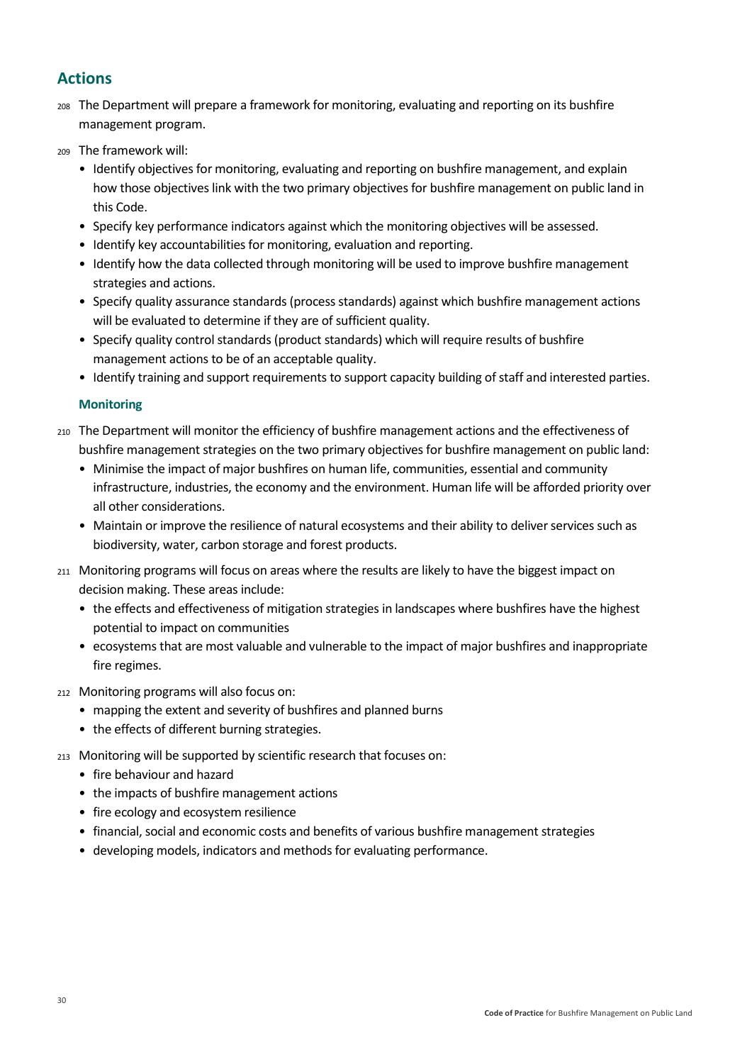## Actions

208 The Department will prepare a framework for monitoring, evaluating and reporting on its bushfire management program.

209 The framework will:

- Identify objectives for monitoring, evaluating and reporting on bushfire management, and explain how those objectives link with the two primary objectives for bushfire management on public land in this Code.
- Specify key performance indicators against which the monitoring objectives will be assessed.
- Identify key accountabilities for monitoring, evaluation and reporting.
- Identify how the data collected through monitoring will be used to improve bushfire management strategies and actions.
- Specify quality assurance standards (process standards) against which bushfire management actions will be evaluated to determine if they are of sufficient quality.
- Specify quality control standards (product standards) which will require results of bushfire management actions to be of an acceptable quality.
- Identify training and support requirements to support capacity building of staff and interested parties.

### Monitoring

210 The Department will monitor the efficiency of bushfire management actions and the effectiveness of bushfire management strategies on the two primary objectives for bushfire management on public land:

- Minimise the impact of major bushfires on human life, communities, essential and community infrastructure, industries, the economy and the environment. Human life will be afforded priority over all other considerations.
- Maintain or improve the resilience of natural ecosystems and their ability to deliver services such as biodiversity, water, carbon storage and forest products.

211 Monitoring programs will focus on areas where the results are likely to have the biggest impact on decision making. These areas include:

- the effects and effectiveness of mitigation strategies in landscapes where bushfires have the highest potential to impact on communities
- ecosystems that are most valuable and vulnerable to the impact of major bushfires and inappropriate fire regimes.

212 Monitoring programs will also focus on:

- mapping the extent and severity of bushfires and planned burns
- the effects of different burning strategies.

213 Monitoring will be supported by scientific research that focuses on:

- fire behaviour and hazard
- the impacts of bushfire management actions
- fire ecology and ecosystem resilience
- financial, social and economic costs and benefits of various bushfire management strategies
- developing models, indicators and methods for evaluating performance.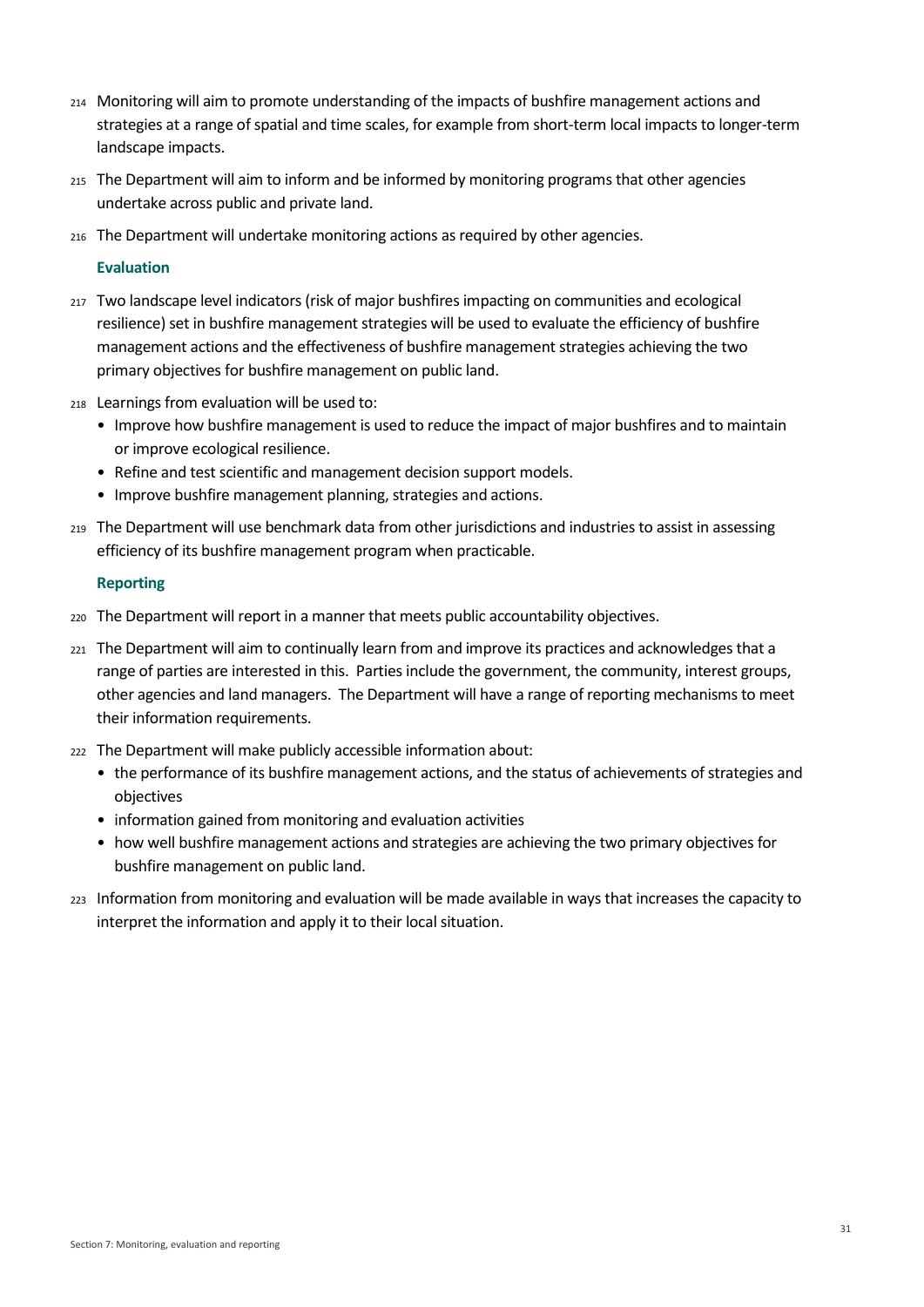214 Monitoring will aim to promote understanding of the impacts of bushfire management actions and strategies at a range of spatial and time scales, for example from short-term local impacts to longer-term landscape impacts.

215 The Department will aim to inform and be informed by monitoring programs that other agencies undertake across public and private land.

216 The Department will undertake monitoring actions as required by other agencies.

### Evaluation

217 Two landscape level indicators (risk of major bushfires impacting on communities and ecological resilience) set in bushfire management strategies will be used to evaluate the efficiency of bushfire management actions and the effectiveness of bushfire management strategies achieving the two primary objectives for bushfire management on public land.

218 Learnings from evaluation will be used to:

- Improve how bushfire management is used to reduce the impact of major bushfires and to maintain or improve ecological resilience.
- Refine and test scientific and management decision support models.
- Improve bushfire management planning, strategies and actions.

219 The Department will use benchmark data from other jurisdictions and industries to assist in assessing efficiency of its bushfire management program when practicable.

### Reporting

220 The Department will report in a manner that meets public accountability objectives.

221 The Department will aim to continually learn from and improve its practices and acknowledges that a range of parties are interested in this. Parties include the government, the community, interest groups, other agencies and land managers. The Department will have a range of reporting mechanisms to meet their information requirements.

222 The Department will make publicly accessible information about:

- the performance of its bushfire management actions, and the status of achievements of strategies and objectives
- information gained from monitoring and evaluation activities
- how well bushfire management actions and strategies are achieving the two primary objectives for bushfire management on public land.

223 Information from monitoring and evaluation will be made available in ways that increases the capacity to interpret the information and apply it to their local situation.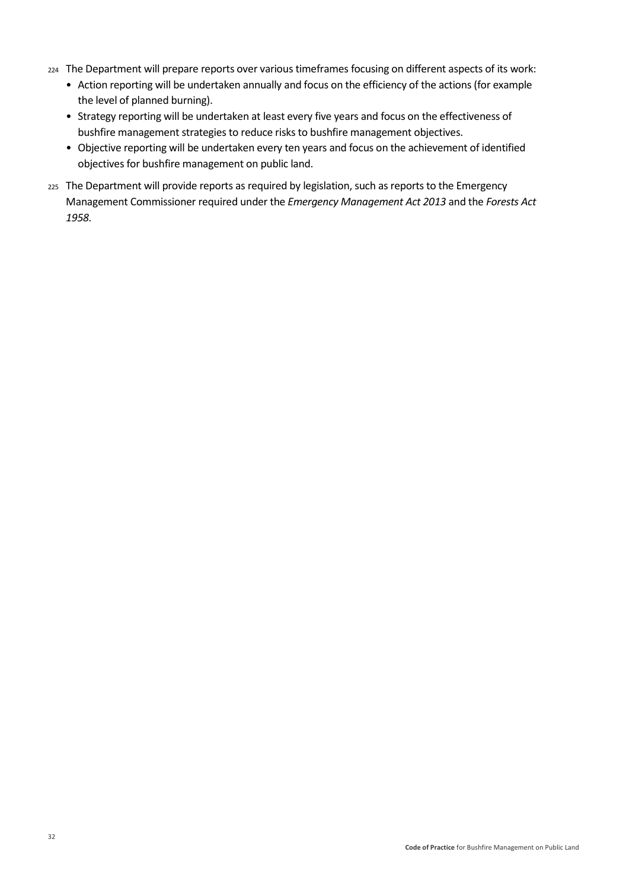224 The Department will prepare reports over various timeframes focusing on different aspects of its work:

- Action reporting will be undertaken annually and focus on the efficiency of the actions (for example the level of planned burning).
- Strategy reporting will be undertaken at least every five years and focus on the effectiveness of bushfire management strategies to reduce risks to bushfire management objectives.
- Objective reporting will be undertaken every ten years and focus on the achievement of identified objectives for bushfire management on public land.

225 The Department will provide reports as required by legislation, such as reports to the Emergency Management Commissioner required under the *Emergency Management Act 2013* and the *Forests Act 1958*.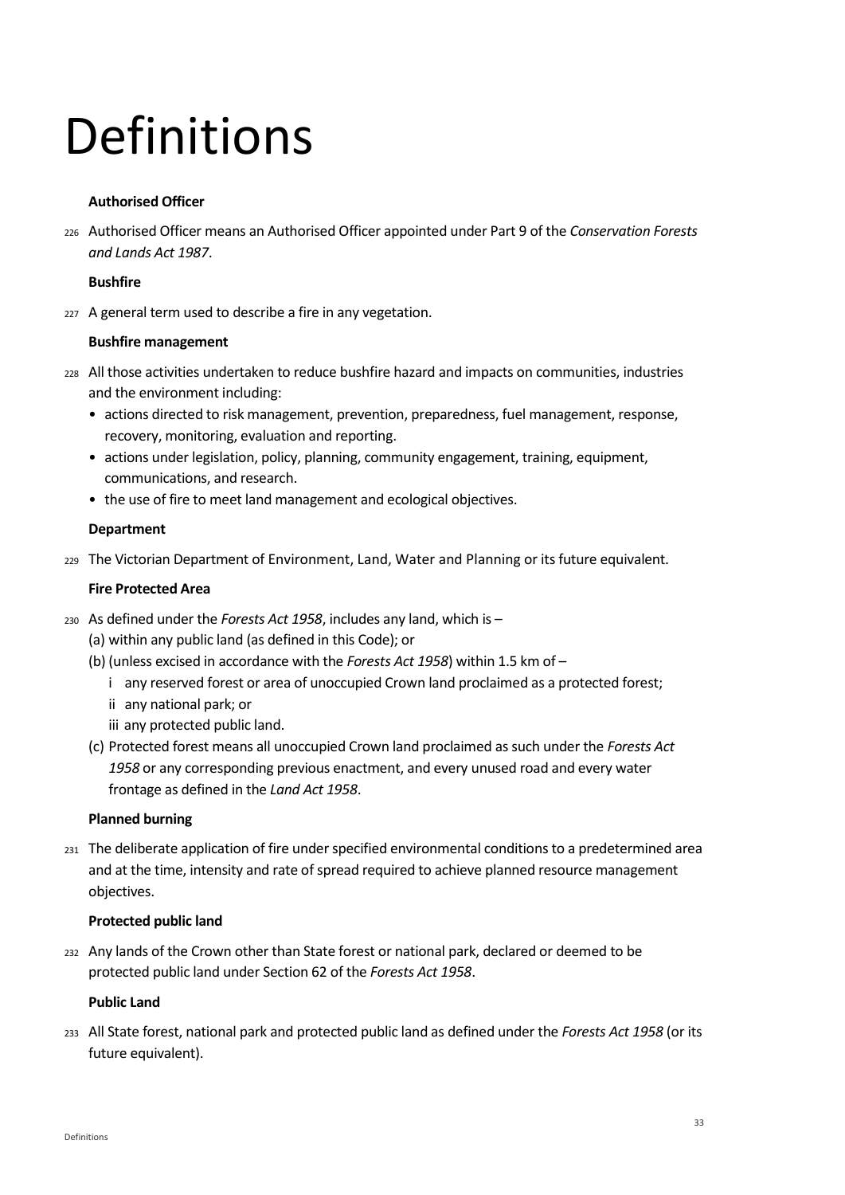# Definitions

**Authorised Officer**

226 Authorised Officer means an Authorised Officer appointed under Part 9 of the *Conservation Forests and Lands Act 1987*.

**Bushfire**

227 A general term used to describe a fire in any vegetation.

**Bushfire management**

228 All those activities undertaken to reduce bushfire hazard and impacts on communities, industries and the environment including:

- actions directed to risk management, prevention, preparedness, fuel management, response, recovery, monitoring, evaluation and reporting.
- actions under legislation, policy, planning, community engagement, training, equipment, communications, and research.
- the use of fire to meet land management and ecological objectives.

**Department**

229 The Victorian Department of Environment, Land, Water and Planning or its future equivalent.

**Fire Protected Area**

230 As defined under the *Forests Act 1958*, includes any land, which is –

(a) within any public land (as defined in this Code); or

(b) (unless excised in accordance with the *Forests Act 1958*) within 1.5 km of –

  i any reserved forest or area of unoccupied Crown land proclaimed as a protected forest;

  ii any national park; or

  iii any protected public land.

(c) Protected forest means all unoccupied Crown land proclaimed as such under the *Forests Act 1958* or any corresponding previous enactment, and every unused road and every water frontage as defined in the *Land Act 1958*.

**Planned burning**

231 The deliberate application of fire under specified environmental conditions to a predetermined area and at the time, intensity and rate of spread required to achieve planned resource management objectives.

**Protected public land**

232 Any lands of the Crown other than State forest or national park, declared or deemed to be protected public land under Section 62 of the *Forests Act 1958*.

**Public Land**

233 All State forest, national park and protected public land as defined under the *Forests Act 1958* (or its future equivalent).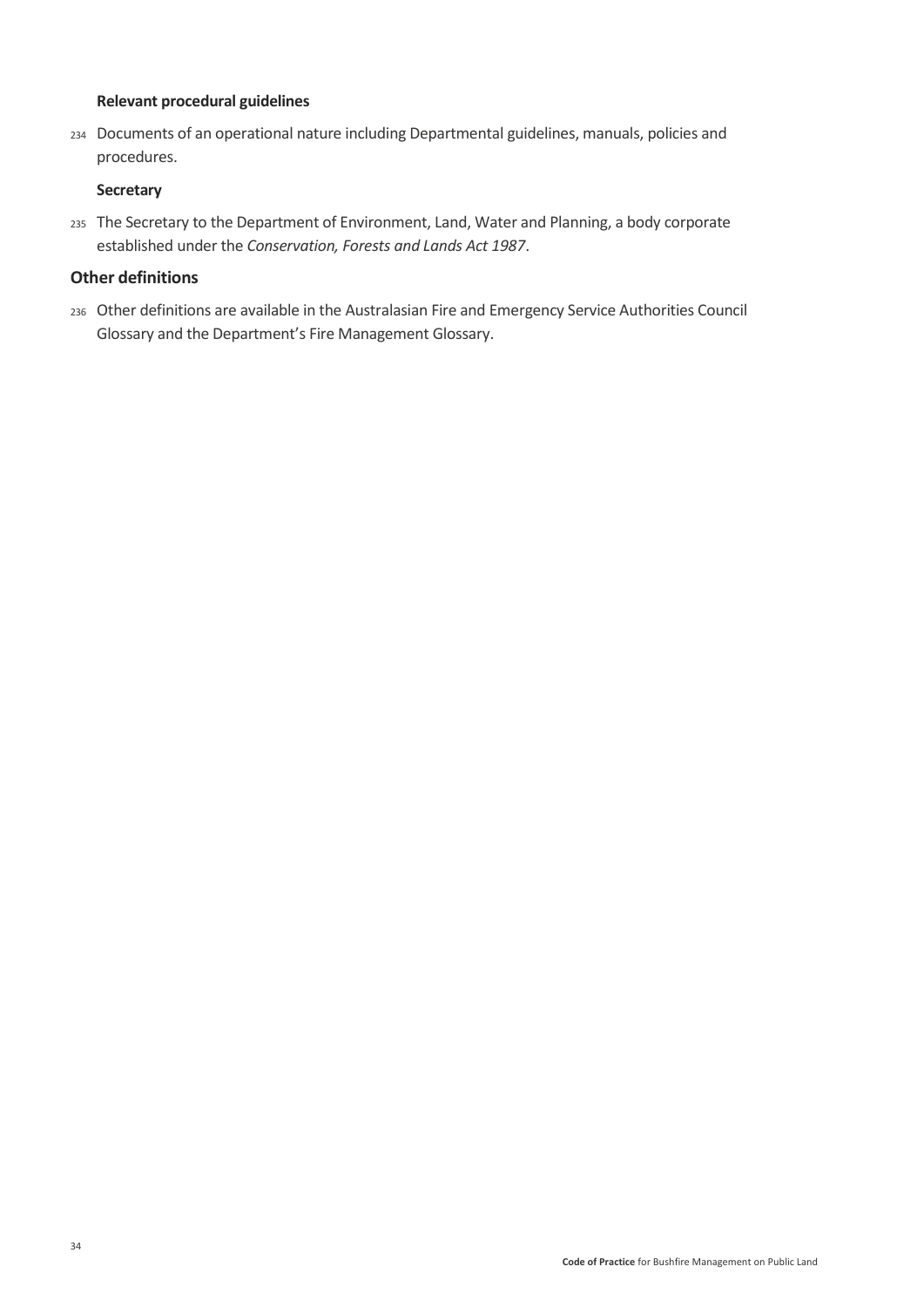**Relevant procedural guidelines**

234 Documents of an operational nature including Departmental guidelines, manuals, policies and procedures.

**Secretary**

235 The Secretary to the Department of Environment, Land, Water and Planning, a body corporate established under the *Conservation, Forests and Lands Act 1987*.

## Other definitions

236 Other definitions are available in the Australasian Fire and Emergency Service Authorities Council Glossary and the Department's Fire Management Glossary.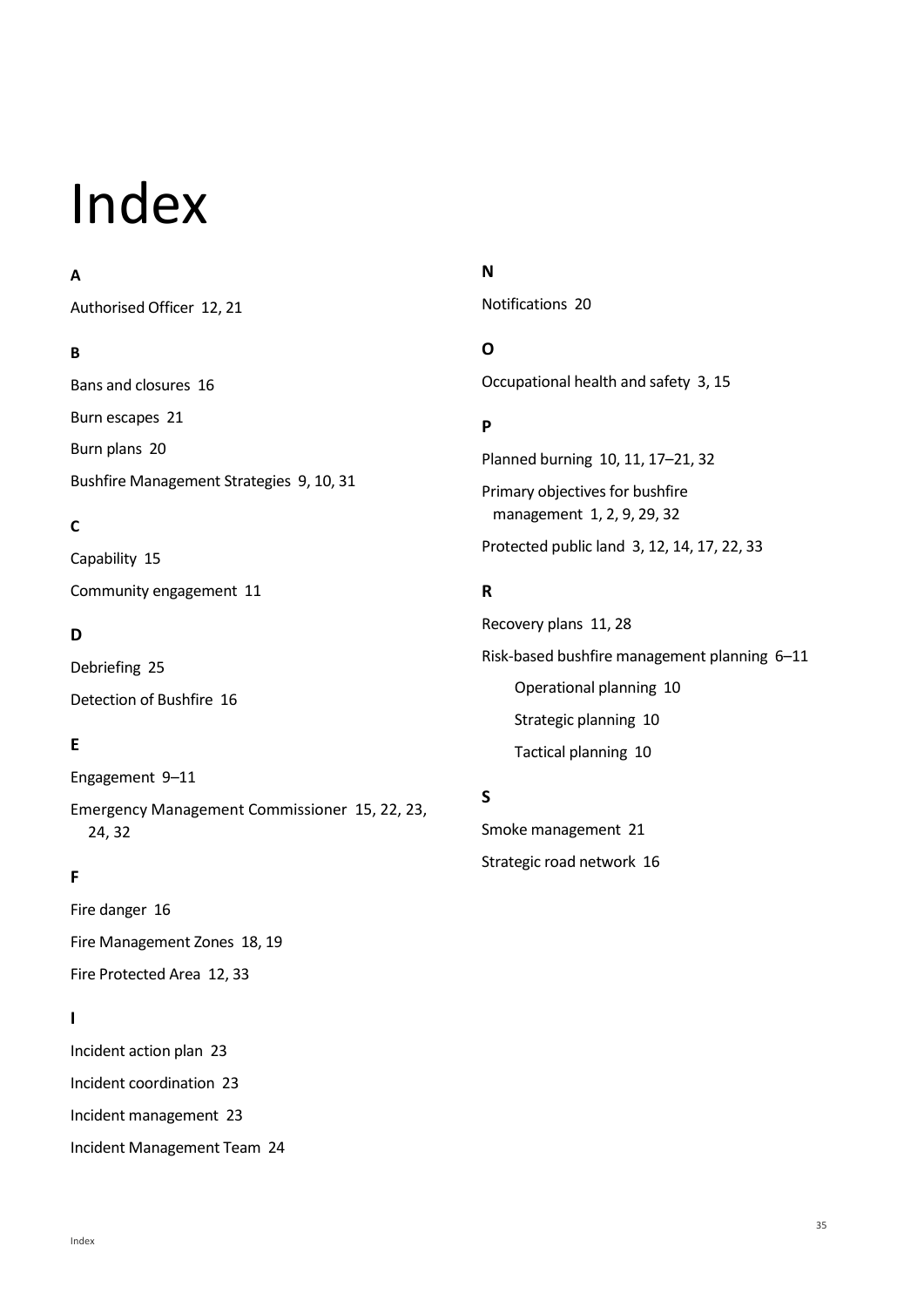# Index

**A**

Authorised Officer 12, 21

**B**

Bans and closures 16

Burn escapes 21

Burn plans 20

Bushfire Management Strategies 9, 10, 31

**C**

Capability 15

Community engagement 11

**D**

Debriefing 25

Detection of Bushfire 16

**E**

Engagement 9–11

Emergency Management Commissioner 15, 22, 23, 24, 32

**F**

Fire danger 16

Fire Management Zones 18, 19

Fire Protected Area 12, 33

**I**

Incident action plan 23

Incident coordination 23

Incident management 23

Incident Management Team 24

**N**

Notifications 20

**O**

Occupational health and safety 3, 15

**P**

Planned burning 10, 11, 17–21, 32

Primary objectives for bushfire management 1, 2, 9, 29, 32

Protected public land 3, 12, 14, 17, 22, 33

**R**

Recovery plans 11, 28

Risk-based bushfire management planning 6–11

- Operational planning 10
- Strategic planning 10
- Tactical planning 10

**S**

Smoke management 21

Strategic road network 16